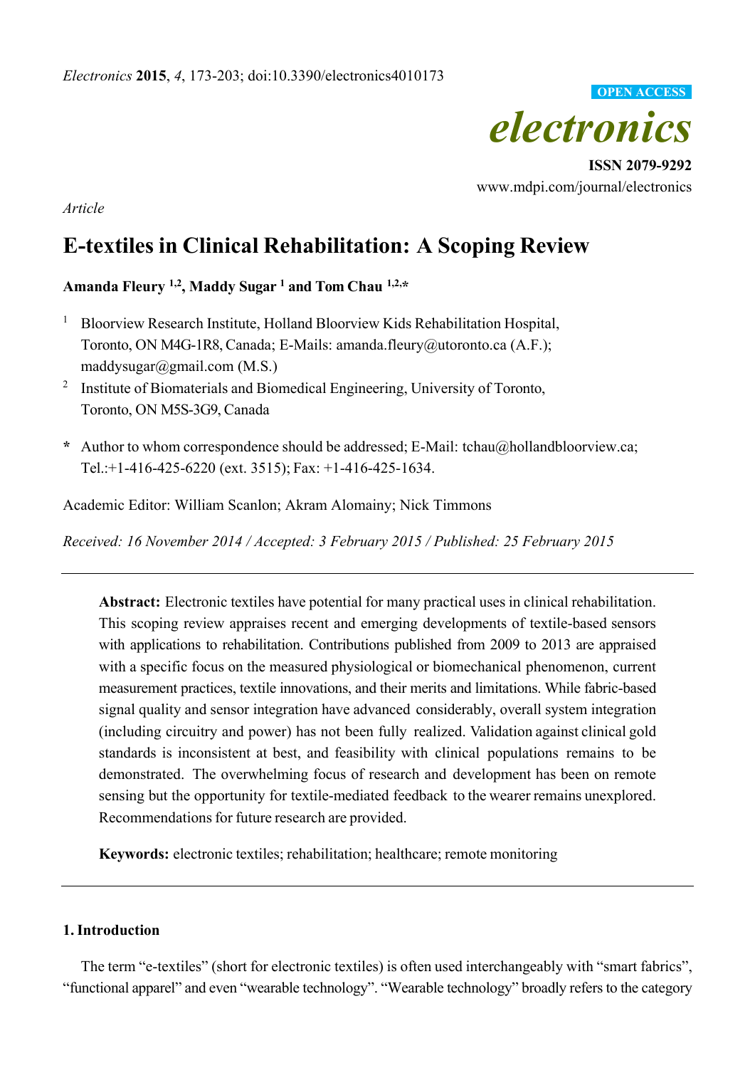*Article*

# E-textiles in Clinical Rehabilitation: A Scoping Review

**Amanda Fleury [1,2], Maddy Sugar [1] and Tom Chau [1,2,*]**

[1] Bloorview Research Institute, Holland Bloorview Kids Rehabilitation Hospital, Toronto, ON M4G-1R8, Canada; E-Mails: amanda.fleury@utoronto.ca (A.F.); maddysugar@gmail.com (M.S.)

[2] Institute of Biomaterials and Biomedical Engineering, University of Toronto, Toronto, ON M5S-3G9, Canada

**\*** Author to whom correspondence should be addressed; E-Mail: tchau@hollandbloorview.ca; Tel.:+1-416-425-6220 (ext. 3515); Fax: +1-416-425-1634.

Academic Editor: William Scanlon; Akram Alomainy; Nick Timmons

*Received: 16 November 2014 / Accepted: 3 February 2015 / Published: 25 February 2015*

---

**Abstract:** Electronic textiles have potential for many practical uses in clinical rehabilitation. This scoping review appraises recent and emerging developments of textile-based sensors with applications to rehabilitation. Contributions published from 2009 to 2013 are appraised with a specific focus on the measured physiological or biomechanical phenomenon, current measurement practices, textile innovations, and their merits and limitations. While fabric-based signal quality and sensor integration have advanced considerably, overall system integration (including circuitry and power) has not been fully realized. Validation against clinical gold standards is inconsistent at best, and feasibility with clinical populations remains to be demonstrated. The overwhelming focus of research and development has been on remote sensing but the opportunity for textile-mediated feedback to the wearer remains unexplored. Recommendations for future research are provided.

**Keywords:** electronic textiles; rehabilitation; healthcare; remote monitoring

---

## 1. Introduction

The term "e-textiles" (short for electronic textiles) is often used interchangeably with "smart fabrics", "functional apparel" and even "wearable technology". "Wearable technology" broadly refers to the category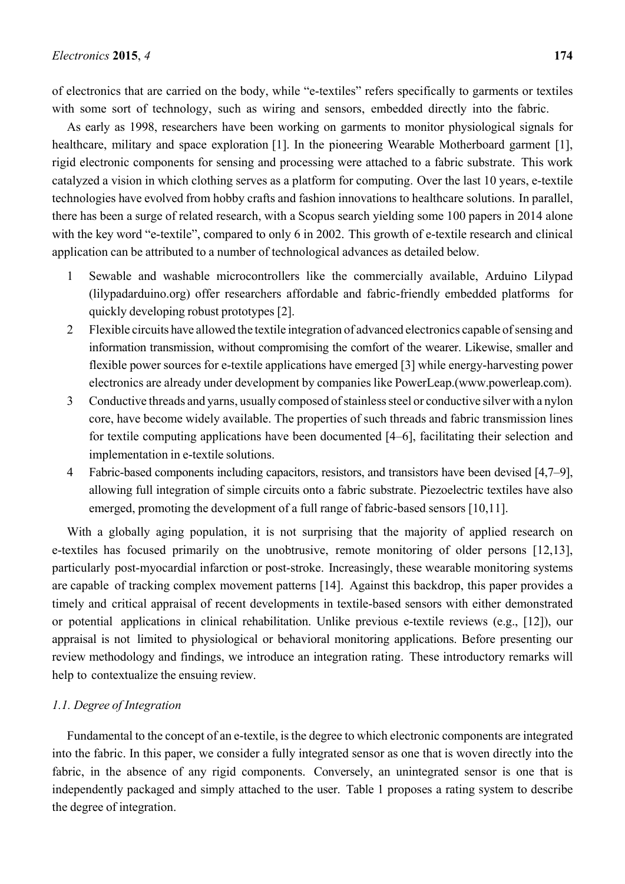of electronics that are carried on the body, while "e-textiles" refers specifically to garments or textiles with some sort of technology, such as wiring and sensors, embedded directly into the fabric.

As early as 1998, researchers have been working on garments to monitor physiological signals for healthcare, military and space exploration [1]. In the pioneering Wearable Motherboard garment [1], rigid electronic components for sensing and processing were attached to a fabric substrate. This work catalyzed a vision in which clothing serves as a platform for computing. Over the last 10 years, e-textile technologies have evolved from hobby crafts and fashion innovations to healthcare solutions. In parallel, there has been a surge of related research, with a Scopus search yielding some 100 papers in 2014 alone with the key word "e-textile", compared to only 6 in 2002. This growth of e-textile research and clinical application can be attributed to a number of technological advances as detailed below.

1. Sewable and washable microcontrollers like the commercially available, Arduino Lilypad (lilypadarduino.org) offer researchers affordable and fabric-friendly embedded platforms for quickly developing robust prototypes [2].
2. Flexible circuits have allowed the textile integration of advanced electronics capable of sensing and information transmission, without compromising the comfort of the wearer. Likewise, smaller and flexible power sources for e-textile applications have emerged [3] while energy-harvesting power electronics are already under development by companies like PowerLeap.(www.powerleap.com).
3. Conductive threads and yarns, usually composed of stainless steel or conductive silver with a nylon core, have become widely available. The properties of such threads and fabric transmission lines for textile computing applications have been documented [4–6], facilitating their selection and implementation in e-textile solutions.
4. Fabric-based components including capacitors, resistors, and transistors have been devised [4,7–9], allowing full integration of simple circuits onto a fabric substrate. Piezoelectric textiles have also emerged, promoting the development of a full range of fabric-based sensors [10,11].

With a globally aging population, it is not surprising that the majority of applied research on e-textiles has focused primarily on the unobtrusive, remote monitoring of older persons [12,13], particularly post-myocardial infarction or post-stroke. Increasingly, these wearable monitoring systems are capable of tracking complex movement patterns [14]. Against this backdrop, this paper provides a timely and critical appraisal of recent developments in textile-based sensors with either demonstrated or potential applications in clinical rehabilitation. Unlike previous e-textile reviews (e.g., [12]), our appraisal is not limited to physiological or behavioral monitoring applications. Before presenting our review methodology and findings, we introduce an integration rating. These introductory remarks will help to contextualize the ensuing review.

### *1.1. Degree of Integration*

Fundamental to the concept of an e-textile, is the degree to which electronic components are integrated into the fabric. In this paper, we consider a fully integrated sensor as one that is woven directly into the fabric, in the absence of any rigid components. Conversely, an unintegrated sensor is one that is independently packaged and simply attached to the user. Table 1 proposes a rating system to describe the degree of integration.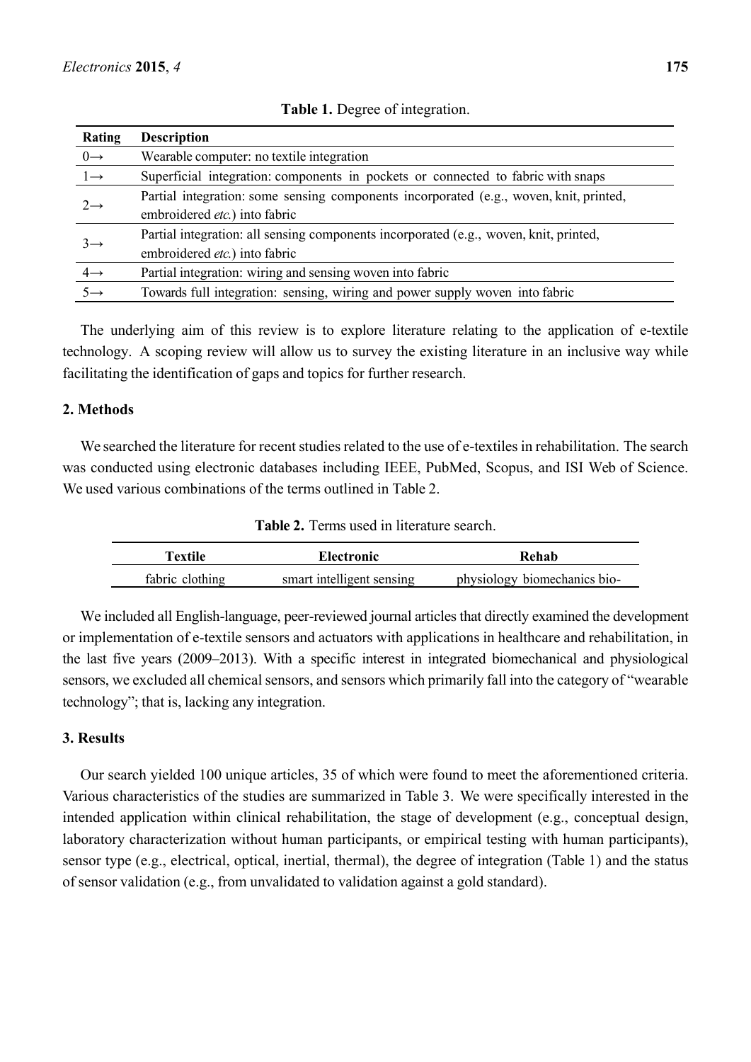**Table 1.** Degree of integration.

| Rating | Description |
| --- | --- |
| 0→ | Wearable computer: no textile integration |
| 1→ | Superficial integration: components in pockets or connected to fabric with snaps |
| 2→ | Partial integration: some sensing components incorporated (e.g., woven, knit, printed, embroidered *etc.*) into fabric |
| 3→ | Partial integration: all sensing components incorporated (e.g., woven, knit, printed, embroidered *etc.*) into fabric |
| 4→ | Partial integration: wiring and sensing woven into fabric |
| 5→ | Towards full integration: sensing, wiring and power supply woven into fabric |

The underlying aim of this review is to explore literature relating to the application of e-textile technology. A scoping review will allow us to survey the existing literature in an inclusive way while facilitating the identification of gaps and topics for further research.

## 2. Methods

We searched the literature for recent studies related to the use of e-textiles in rehabilitation. The search was conducted using electronic databases including IEEE, PubMed, Scopus, and ISI Web of Science. We used various combinations of the terms outlined in Table 2.

**Table 2.** Terms used in literature search.

| Textile | Electronic | Rehab |
| --- | --- | --- |
| fabric clothing | smart intelligent sensing | physiology biomechanics bio- |

We included all English-language, peer-reviewed journal articles that directly examined the development or implementation of e-textile sensors and actuators with applications in healthcare and rehabilitation, in the last five years (2009–2013). With a specific interest in integrated biomechanical and physiological sensors, we excluded all chemical sensors, and sensors which primarily fall into the category of "wearable technology"; that is, lacking any integration.

## 3. Results

Our search yielded 100 unique articles, 35 of which were found to meet the aforementioned criteria. Various characteristics of the studies are summarized in Table 3. We were specifically interested in the intended application within clinical rehabilitation, the stage of development (e.g., conceptual design, laboratory characterization without human participants, or empirical testing with human participants), sensor type (e.g., electrical, optical, inertial, thermal), the degree of integration (Table 1) and the status of sensor validation (e.g., from unvalidated to validation against a gold standard).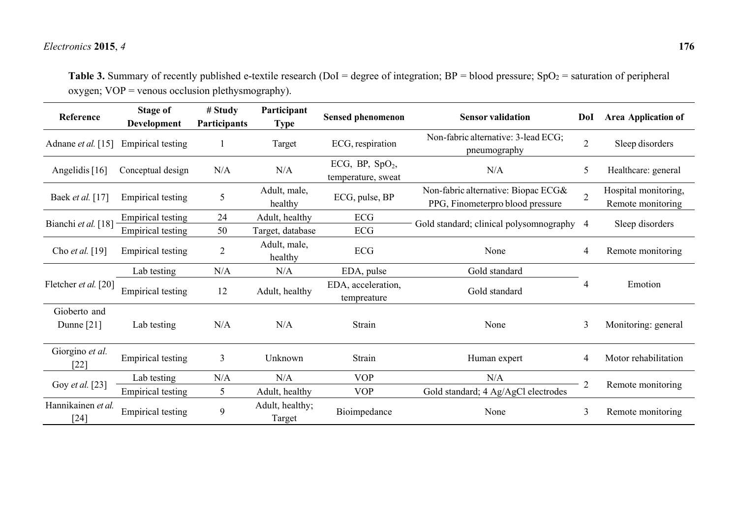**Table 3.** Summary of recently published e-textile research (DoI = degree of integration; BP = blood pressure; $SpO_2$ = saturation of peripheral oxygen; VOP = venous occlusion plethysmography).

| Reference | Stage of Development | # Study Participants | Participant Type | Sensed phenomenon | Sensor validation | DoI | Area Application of |
|---|---|---|---|---|---|---|---|
| Adnane *et al.* [15] | Empirical testing | 1 | Target | ECG, respiration | Non-fabric alternative: 3-lead ECG; pneumography | 2 | Sleep disorders |
| Angelidis [16] | Conceptual design | N/A | N/A | ECG, BP, $SpO_2$, temperature, sweat | N/A | 5 | Healthcare: general |
| Baek *et al.* [17] | Empirical testing | 5 | Adult, male, healthy | ECG, pulse, BP | Non-fabric alternative: Biopac ECG& PPG, Finometerpro blood pressure | 2 | Hospital monitoring, Remote monitoring |
| Bianchi *et al.* [18] | Empirical testing | 24 | Adult, healthy | ECG | Gold standard; clinical polysomnography | 4 | Sleep disorders |
| | Empirical testing | 50 | Target, database | ECG | | | |
| Cho *et al.* [19] | Empirical testing | 2 | Adult, male, healthy | ECG | None | 4 | Remote monitoring |
| Fletcher *et al.* [20] | Lab testing | N/A | N/A | EDA, pulse | Gold standard | 4 | Emotion |
| | Empirical testing | 12 | Adult, healthy | EDA, acceleration, tempreature | Gold standard | | |
| Gioberto and Dunne [21] | Lab testing | N/A | N/A | Strain | None | 3 | Monitoring: general |
| Giorgino *et al.* [22] | Empirical testing | 3 | Unknown | Strain | Human expert | 4 | Motor rehabilitation |
| Goy *et al.* [23] | Lab testing | N/A | N/A | VOP | N/A | 2 | Remote monitoring |
| | Empirical testing | 5 | Adult, healthy | VOP | Gold standard; 4 Ag/AgCl electrodes | | |
| Hannikainen *et al.* [24] | Empirical testing | 9 | Adult, healthy; Target | Bioimpedance | None | 3 | Remote monitoring |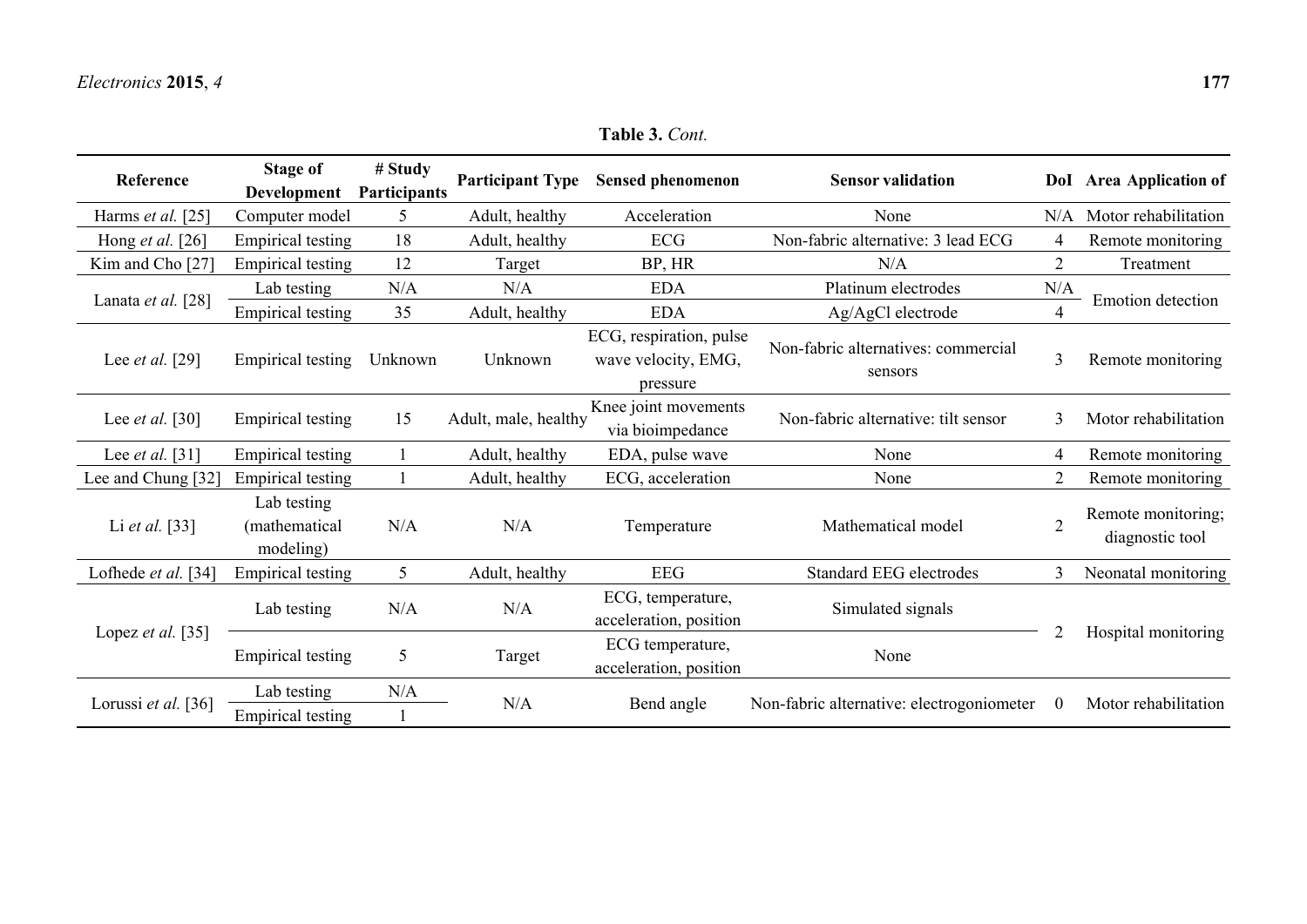**Table 3.** *Cont.*

| Reference | Stage of Development | # Study Participants | Participant Type | Sensed phenomenon | Sensor validation | DoI | Area Application of |
|---|---|---|---|---|---|---|---|
| Harms *et al.* [25] | Computer model | 5 | Adult, healthy | Acceleration | None | N/A | Motor rehabilitation |
| Hong *et al.* [26] | Empirical testing | 18 | Adult, healthy | ECG | Non-fabric alternative: 3 lead ECG | 4 | Remote monitoring |
| Kim and Cho [27] | Empirical testing | 12 | Target | BP, HR | N/A | 2 | Treatment |
| Lanata *et al.* [28] | Lab testing | N/A | N/A | EDA | Platinum electrodes | N/A | Emotion detection |
| | Empirical testing | 35 | Adult, healthy | EDA | Ag/AgCl electrode | 4 | |
| Lee *et al.* [29] | Empirical testing | Unknown | Unknown | ECG, respiration, pulse wave velocity, EMG, pressure | Non-fabric alternatives: commercial sensors | 3 | Remote monitoring |
| Lee *et al.* [30] | Empirical testing | 15 | Adult, male, healthy | Knee joint movements via bioimpedance | Non-fabric alternative: tilt sensor | 3 | Motor rehabilitation |
| Lee *et al.* [31] | Empirical testing | 1 | Adult, healthy | EDA, pulse wave | None | 4 | Remote monitoring |
| Lee and Chung [32] | Empirical testing | 1 | Adult, healthy | ECG, acceleration | None | 2 | Remote monitoring |
| Li *et al.* [33] | Lab testing (mathematical modeling) | N/A | N/A | Temperature | Mathematical model | 2 | Remote monitoring; diagnostic tool |
| Lofhede *et al.* [34] | Empirical testing | 5 | Adult, healthy | EEG | Standard EEG electrodes | 3 | Neonatal monitoring |
| Lopez *et al.* [35] | Lab testing | N/A | N/A | ECG, temperature, acceleration, position | Simulated signals | 2 | Hospital monitoring |
| | Empirical testing | 5 | Target | ECG temperature, acceleration, position | None | | |
| Lorussi *et al.* [36] | Lab testing | N/A | N/A | Bend angle | Non-fabric alternative: electrogoniometer | 0 | Motor rehabilitation |
| | Empirical testing | 1 | | | | | |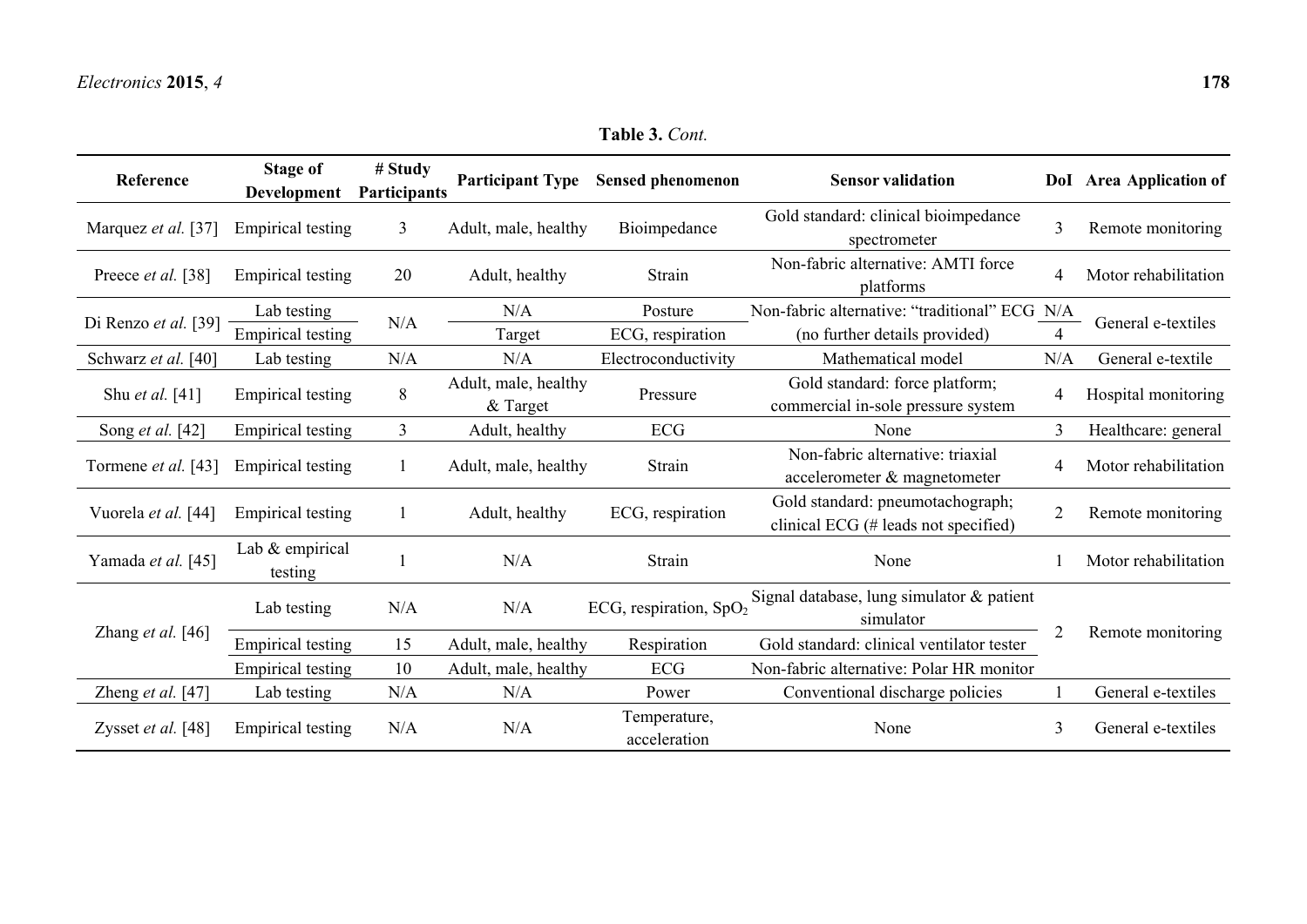**Table 3.** *Cont.*

| Reference | Stage of Development | # Study Participants | Participant Type | Sensed phenomenon | Sensor validation | DoI | Area Application of |
|---|---|---|---|---|---|---|---|
| Marquez *et al.* [37] | Empirical testing | 3 | Adult, male, healthy | Bioimpedance | Gold standard: clinical bioimpedance spectrometer | 3 | Remote monitoring |
| Preece *et al.* [38] | Empirical testing | 20 | Adult, healthy | Strain | Non-fabric alternative: AMTI force platforms | 4 | Motor rehabilitation |
| Di Renzo *et al.* [39] | Lab testing | N/A | N/A | Posture | Non-fabric alternative: "traditional" ECG (no further details provided) | N/A | General e-textiles |
| | Empirical testing | | Target | ECG, respiration | | 4 | |
| Schwarz *et al.* [40] | Lab testing | N/A | N/A | Electroconductivity | Mathematical model | N/A | General e-textile |
| Shu *et al.* [41] | Empirical testing | 8 | Adult, male, healthy & Target | Pressure | Gold standard: force platform; commercial in-sole pressure system | 4 | Hospital monitoring |
| Song *et al.* [42] | Empirical testing | 3 | Adult, healthy | ECG | None | 3 | Healthcare: general |
| Tormene *et al.* [43] | Empirical testing | 1 | Adult, male, healthy | Strain | Non-fabric alternative: triaxial accelerometer & magnetometer | 4 | Motor rehabilitation |
| Vuorela *et al.* [44] | Empirical testing | 1 | Adult, healthy | ECG, respiration | Gold standard: pneumotachograph; clinical ECG (# leads not specified) | 2 | Remote monitoring |
| Yamada *et al.* [45] | Lab & empirical testing | 1 | N/A | Strain | None | 1 | Motor rehabilitation |
| Zhang *et al.* [46] | Lab testing | N/A | N/A | ECG, respiration, $SpO_2$ | Signal database, lung simulator & patient simulator | 2 | Remote monitoring |
| | Empirical testing | 15 | Adult, male, healthy | Respiration | Gold standard: clinical ventilator tester | | |
| | Empirical testing | 10 | Adult, male, healthy | ECG | Non-fabric alternative: Polar HR monitor | | |
| Zheng *et al.* [47] | Lab testing | N/A | N/A | Power | Conventional discharge policies | 1 | General e-textiles |
| Zysset *et al.* [48] | Empirical testing | N/A | N/A | Temperature, acceleration | None | 3 | General e-textiles |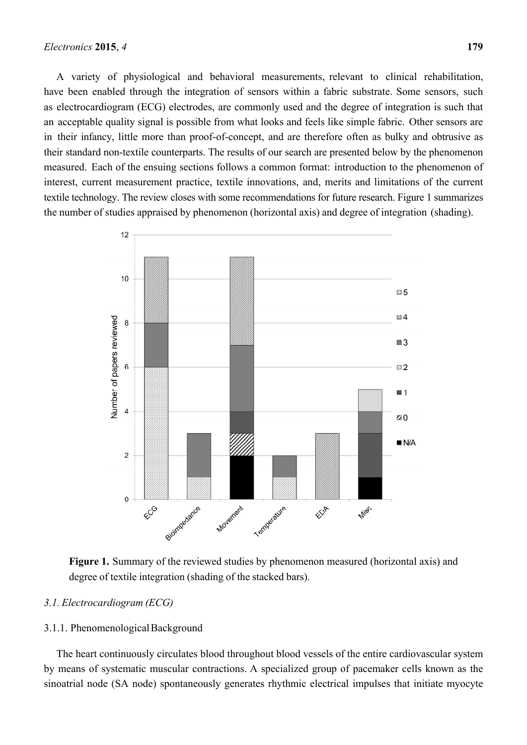A variety of physiological and behavioral measurements, relevant to clinical rehabilitation, have been enabled through the integration of sensors within a fabric substrate. Some sensors, such as electrocardiogram (ECG) electrodes, are commonly used and the degree of integration is such that an acceptable quality signal is possible from what looks and feels like simple fabric. Other sensors are in their infancy, little more than proof-of-concept, and are therefore often as bulky and obtrusive as their standard non-textile counterparts. The results of our search are presented below by the phenomenon measured. Each of the ensuing sections follows a common format: introduction to the phenomenon of interest, current measurement practice, textile innovations, and, merits and limitations of the current textile technology. The review closes with some recommendations for future research. Figure 1 summarizes the number of studies appraised by phenomenon (horizontal axis) and degree of integration (shading).

Number of papers reviewed

0
2
4
6
8
10
12

ECG
Bioimpedance
Movement
Temperature
EDA
Misc

5
4
3
2
1
0
N/A

**Figure 1.** Summary of the reviewed studies by phenomenon measured (horizontal axis) and degree of textile integration (shading of the stacked bars).

### *3.1. Electrocardiogram (ECG)*

#### 3.1.1. Phenomenological Background

The heart continuously circulates blood throughout blood vessels of the entire cardiovascular system by means of systematic muscular contractions. A specialized group of pacemaker cells known as the sinoatrial node (SA node) spontaneously generates rhythmic electrical impulses that initiate myocyte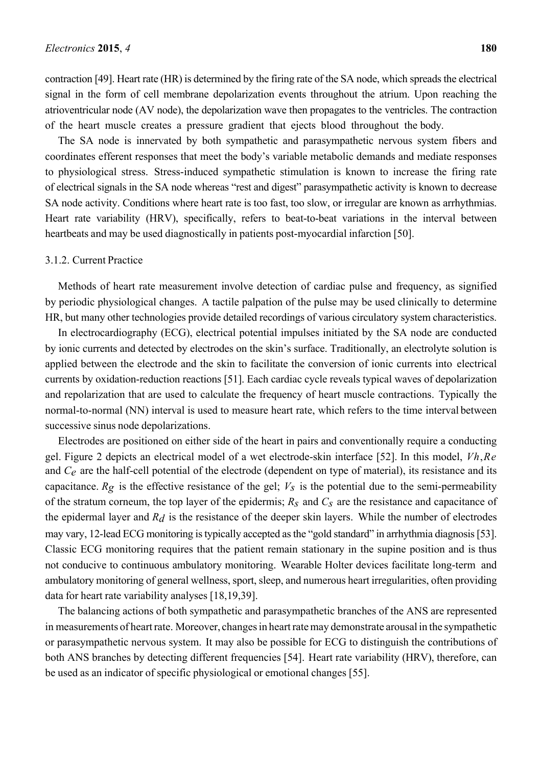contraction [49]. Heart rate (HR) is determined by the firing rate of the SA node, which spreads the electrical signal in the form of cell membrane depolarization events throughout the atrium. Upon reaching the atrioventricular node (AV node), the depolarization wave then propagates to the ventricles. The contraction of the heart muscle creates a pressure gradient that ejects blood throughout the body.

The SA node is innervated by both sympathetic and parasympathetic nervous system fibers and coordinates efferent responses that meet the body's variable metabolic demands and mediate responses to physiological stress. Stress-induced sympathetic stimulation is known to increase the firing rate of electrical signals in the SA node whereas "rest and digest" parasympathetic activity is known to decrease SA node activity. Conditions where heart rate is too fast, too slow, or irregular are known as arrhythmias. Heart rate variability (HRV), specifically, refers to beat-to-beat variations in the interval between heartbeats and may be used diagnostically in patients post-myocardial infarction [50].

### 3.1.2. Current Practice

Methods of heart rate measurement involve detection of cardiac pulse and frequency, as signified by periodic physiological changes. A tactile palpation of the pulse may be used clinically to determine HR, but many other technologies provide detailed recordings of various circulatory system characteristics.

In electrocardiography (ECG), electrical potential impulses initiated by the SA node are conducted by ionic currents and detected by electrodes on the skin's surface. Traditionally, an electrolyte solution is applied between the electrode and the skin to facilitate the conversion of ionic currents into electrical currents by oxidation-reduction reactions [51]. Each cardiac cycle reveals typical waves of depolarization and repolarization that are used to calculate the frequency of heart muscle contractions. Typically the normal-to-normal (NN) interval is used to measure heart rate, which refers to the time interval between successive sinus node depolarizations.

Electrodes are positioned on either side of the heart in pairs and conventionally require a conducting gel. Figure 2 depicts an electrical model of a wet electrode-skin interface [52]. In this model, $Vh$, $Re$ and $C_e$ are the half-cell potential of the electrode (dependent on type of material), its resistance and its capacitance. $R_g$ is the effective resistance of the gel; $V_S$ is the potential due to the semi-permeability of the stratum corneum, the top layer of the epidermis; $R_S$ and $C_S$ are the resistance and capacitance of the epidermal layer and $R_d$ is the resistance of the deeper skin layers. While the number of electrodes may vary, 12-lead ECG monitoring is typically accepted as the "gold standard" in arrhythmia diagnosis [53]. Classic ECG monitoring requires that the patient remain stationary in the supine position and is thus not conducive to continuous ambulatory monitoring. Wearable Holter devices facilitate long-term and ambulatory monitoring of general wellness, sport, sleep, and numerous heart irregularities, often providing data for heart rate variability analyses [18,19,39].

The balancing actions of both sympathetic and parasympathetic branches of the ANS are represented in measurements of heart rate. Moreover, changes in heart rate may demonstrate arousal in the sympathetic or parasympathetic nervous system. It may also be possible for ECG to distinguish the contributions of both ANS branches by detecting different frequencies [54]. Heart rate variability (HRV), therefore, can be used as an indicator of specific physiological or emotional changes [55].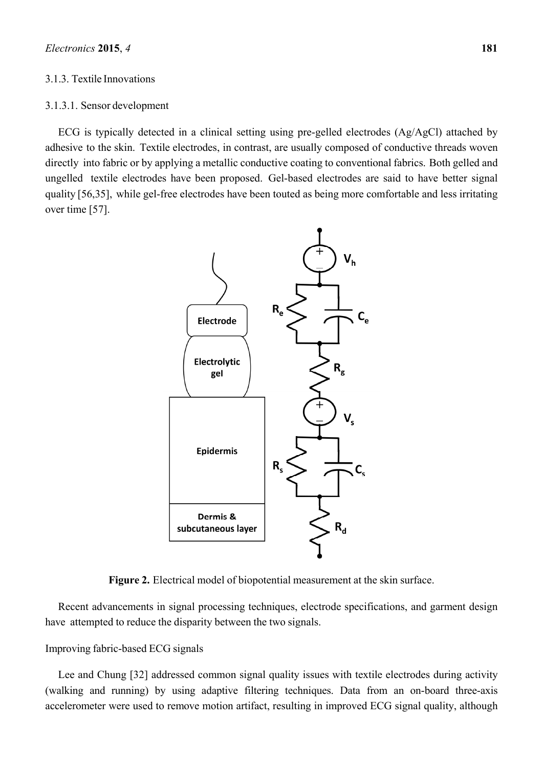### 3.1.3. Textile Innovations

#### 3.1.3.1. Sensor development

ECG is typically detected in a clinical setting using pre-gelled electrodes (Ag/AgCl) attached by adhesive to the skin. Textile electrodes, in contrast, are usually composed of conductive threads woven directly into fabric or by applying a metallic conductive coating to conventional fabrics. Both gelled and ungelled textile electrodes have been proposed. Gel-based electrodes are said to have better signal quality [56,35], while gel-free electrodes have been touted as being more comfortable and less irritating over time [57].

Electrode

Electrolytic gel

Epidermis

Dermis & subcutaneous layer

$V_h$

$R_e$

$C_e$

$R_g$

$V_s$

$R_s$

$C_s$

$R_d$

**Figure 2.** Electrical model of biopotential measurement at the skin surface.

Recent advancements in signal processing techniques, electrode specifications, and garment design have attempted to reduce the disparity between the two signals.

Improving fabric-based ECG signals

Lee and Chung [32] addressed common signal quality issues with textile electrodes during activity (walking and running) by using adaptive filtering techniques. Data from an on-board three-axis accelerometer were used to remove motion artifact, resulting in improved ECG signal quality, although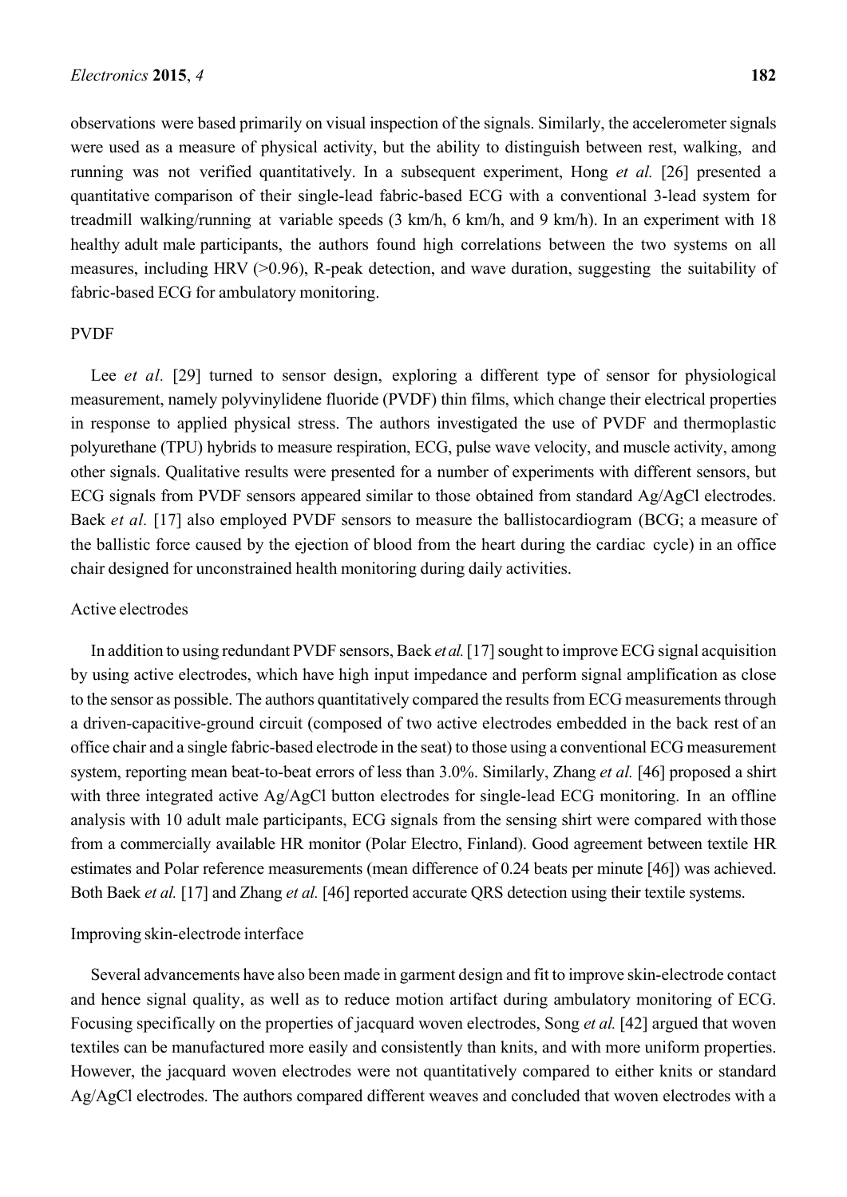observations were based primarily on visual inspection of the signals. Similarly, the accelerometer signals were used as a measure of physical activity, but the ability to distinguish between rest, walking, and running was not verified quantitatively. In a subsequent experiment, Hong *et al.* [26] presented a quantitative comparison of their single-lead fabric-based ECG with a conventional 3-lead system for treadmill walking/running at variable speeds (3 km/h, 6 km/h, and 9 km/h). In an experiment with 18 healthy adult male participants, the authors found high correlations between the two systems on all measures, including HRV (>0.96), R-peak detection, and wave duration, suggesting the suitability of fabric-based ECG for ambulatory monitoring.

PVDF

Lee *et al.* [29] turned to sensor design, exploring a different type of sensor for physiological measurement, namely polyvinylidene fluoride (PVDF) thin films, which change their electrical properties in response to applied physical stress. The authors investigated the use of PVDF and thermoplastic polyurethane (TPU) hybrids to measure respiration, ECG, pulse wave velocity, and muscle activity, among other signals. Qualitative results were presented for a number of experiments with different sensors, but ECG signals from PVDF sensors appeared similar to those obtained from standard Ag/AgCl electrodes. Baek *et al.* [17] also employed PVDF sensors to measure the ballistocardiogram (BCG; a measure of the ballistic force caused by the ejection of blood from the heart during the cardiac cycle) in an office chair designed for unconstrained health monitoring during daily activities.

Active electrodes

In addition to using redundant PVDF sensors, Baek *et al.* [17] sought to improve ECG signal acquisition by using active electrodes, which have high input impedance and perform signal amplification as close to the sensor as possible. The authors quantitatively compared the results from ECG measurements through a driven-capacitive-ground circuit (composed of two active electrodes embedded in the back rest of an office chair and a single fabric-based electrode in the seat) to those using a conventional ECG measurement system, reporting mean beat-to-beat errors of less than 3.0%. Similarly, Zhang *et al.* [46] proposed a shirt with three integrated active Ag/AgCl button electrodes for single-lead ECG monitoring. In an offline analysis with 10 adult male participants, ECG signals from the sensing shirt were compared with those from a commercially available HR monitor (Polar Electro, Finland). Good agreement between textile HR estimates and Polar reference measurements (mean difference of 0.24 beats per minute [46]) was achieved. Both Baek *et al.* [17] and Zhang *et al.* [46] reported accurate QRS detection using their textile systems.

Improving skin-electrode interface

Several advancements have also been made in garment design and fit to improve skin-electrode contact and hence signal quality, as well as to reduce motion artifact during ambulatory monitoring of ECG. Focusing specifically on the properties of jacquard woven electrodes, Song *et al.* [42] argued that woven textiles can be manufactured more easily and consistently than knits, and with more uniform properties. However, the jacquard woven electrodes were not quantitatively compared to either knits or standard Ag/AgCl electrodes. The authors compared different weaves and concluded that woven electrodes with a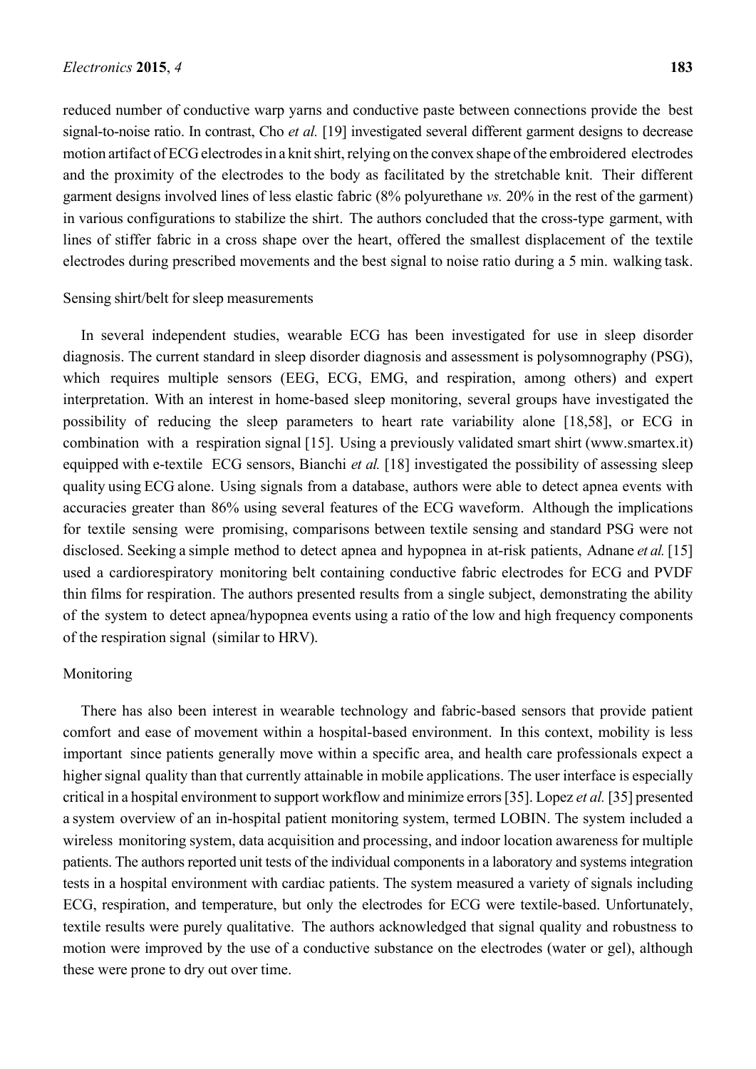reduced number of conductive warp yarns and conductive paste between connections provide the best signal-to-noise ratio. In contrast, Cho *et al.* [19] investigated several different garment designs to decrease motion artifact of ECG electrodes in a knit shirt, relying on the convex shape of the embroidered electrodes and the proximity of the electrodes to the body as facilitated by the stretchable knit. Their different garment designs involved lines of less elastic fabric (8% polyurethane *vs.* 20% in the rest of the garment) in various configurations to stabilize the shirt. The authors concluded that the cross-type garment, with lines of stiffer fabric in a cross shape over the heart, offered the smallest displacement of the textile electrodes during prescribed movements and the best signal to noise ratio during a 5 min. walking task.

Sensing shirt/belt for sleep measurements

In several independent studies, wearable ECG has been investigated for use in sleep disorder diagnosis. The current standard in sleep disorder diagnosis and assessment is polysomnography (PSG), which requires multiple sensors (EEG, ECG, EMG, and respiration, among others) and expert interpretation. With an interest in home-based sleep monitoring, several groups have investigated the possibility of reducing the sleep parameters to heart rate variability alone [18,58], or ECG in combination with a respiration signal [15]. Using a previously validated smart shirt (www.smartex.it) equipped with e-textile ECG sensors, Bianchi *et al.* [18] investigated the possibility of assessing sleep quality using ECG alone. Using signals from a database, authors were able to detect apnea events with accuracies greater than 86% using several features of the ECG waveform. Although the implications for textile sensing were promising, comparisons between textile sensing and standard PSG were not disclosed. Seeking a simple method to detect apnea and hypopnea in at-risk patients, Adnane *et al.* [15] used a cardiorespiratory monitoring belt containing conductive fabric electrodes for ECG and PVDF thin films for respiration. The authors presented results from a single subject, demonstrating the ability of the system to detect apnea/hypopnea events using a ratio of the low and high frequency components of the respiration signal (similar to HRV).

Monitoring

There has also been interest in wearable technology and fabric-based sensors that provide patient comfort and ease of movement within a hospital-based environment. In this context, mobility is less important since patients generally move within a specific area, and health care professionals expect a higher signal quality than that currently attainable in mobile applications. The user interface is especially critical in a hospital environment to support workflow and minimize errors [35]. Lopez *et al.* [35] presented a system overview of an in-hospital patient monitoring system, termed LOBIN. The system included a wireless monitoring system, data acquisition and processing, and indoor location awareness for multiple patients. The authors reported unit tests of the individual components in a laboratory and systems integration tests in a hospital environment with cardiac patients. The system measured a variety of signals including ECG, respiration, and temperature, but only the electrodes for ECG were textile-based. Unfortunately, textile results were purely qualitative. The authors acknowledged that signal quality and robustness to motion were improved by the use of a conductive substance on the electrodes (water or gel), although these were prone to dry out over time.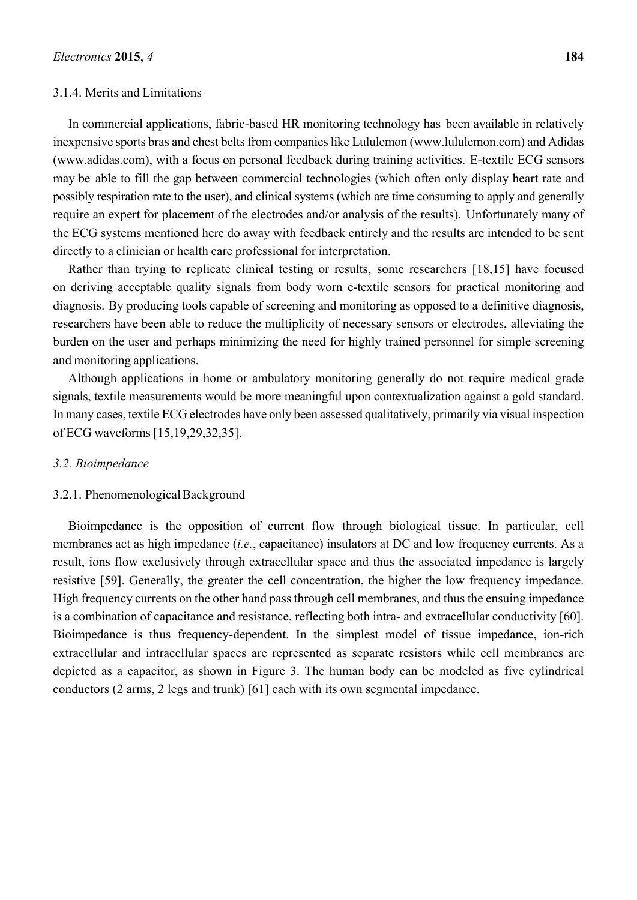#### 3.1.4. Merits and Limitations

In commercial applications, fabric-based HR monitoring technology has been available in relatively inexpensive sports bras and chest belts from companies like Lululemon (www.lululemon.com) and Adidas (www.adidas.com), with a focus on personal feedback during training activities. E-textile ECG sensors may be able to fill the gap between commercial technologies (which often only display heart rate and possibly respiration rate to the user), and clinical systems (which are time consuming to apply and generally require an expert for placement of the electrodes and/or analysis of the results). Unfortunately many of the ECG systems mentioned here do away with feedback entirely and the results are intended to be sent directly to a clinician or health care professional for interpretation.

Rather than trying to replicate clinical testing or results, some researchers [18,15] have focused on deriving acceptable quality signals from body worn e-textile sensors for practical monitoring and diagnosis. By producing tools capable of screening and monitoring as opposed to a definitive diagnosis, researchers have been able to reduce the multiplicity of necessary sensors or electrodes, alleviating the burden on the user and perhaps minimizing the need for highly trained personnel for simple screening and monitoring applications.

Although applications in home or ambulatory monitoring generally do not require medical grade signals, textile measurements would be more meaningful upon contextualization against a gold standard. In many cases, textile ECG electrodes have only been assessed qualitatively, primarily via visual inspection of ECG waveforms [15,19,29,32,35].

### *3.2. Bioimpedance*

#### 3.2.1. Phenomenological Background

Bioimpedance is the opposition of current flow through biological tissue. In particular, cell membranes act as high impedance (*i.e.*, capacitance) insulators at DC and low frequency currents. As a result, ions flow exclusively through extracellular space and thus the associated impedance is largely resistive [59]. Generally, the greater the cell concentration, the higher the low frequency impedance. High frequency currents on the other hand pass through cell membranes, and thus the ensuing impedance is a combination of capacitance and resistance, reflecting both intra- and extracellular conductivity [60]. Bioimpedance is thus frequency-dependent. In the simplest model of tissue impedance, ion-rich extracellular and intracellular spaces are represented as separate resistors while cell membranes are depicted as a capacitor, as shown in Figure 3. The human body can be modeled as five cylindrical conductors (2 arms, 2 legs and trunk) [61] each with its own segmental impedance.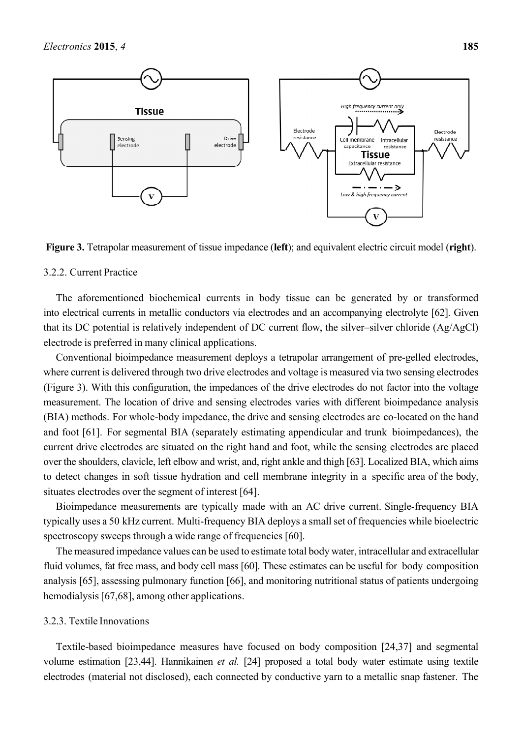Tissue

Sensing electrode

Drive electrode

V

High frequency current only

Electrode resistance

Cell membrane capacitance

Intracellular resistance

Electrode resistance

Tissue

Extracellular resistance

Low & high frequency current

V

**Figure 3.** Tetrapolar measurement of tissue impedance (**left**); and equivalent electric circuit model (**right**).

### 3.2.2. Current Practice

The aforementioned biochemical currents in body tissue can be generated by or transformed into electrical currents in metallic conductors via electrodes and an accompanying electrolyte [62]. Given that its DC potential is relatively independent of DC current flow, the silver–silver chloride (Ag/AgCl) electrode is preferred in many clinical applications.

Conventional bioimpedance measurement deploys a tetrapolar arrangement of pre-gelled electrodes, where current is delivered through two drive electrodes and voltage is measured via two sensing electrodes (Figure 3). With this configuration, the impedances of the drive electrodes do not factor into the voltage measurement. The location of drive and sensing electrodes varies with different bioimpedance analysis (BIA) methods. For whole-body impedance, the drive and sensing electrodes are co-located on the hand and foot [61]. For segmental BIA (separately estimating appendicular and trunk bioimpedances), the current drive electrodes are situated on the right hand and foot, while the sensing electrodes are placed over the shoulders, clavicle, left elbow and wrist, and, right ankle and thigh [63]. Localized BIA, which aims to detect changes in soft tissue hydration and cell membrane integrity in a specific area of the body, situates electrodes over the segment of interest [64].

Bioimpedance measurements are typically made with an AC drive current. Single-frequency BIA typically uses a 50 kHz current. Multi-frequency BIA deploys a small set of frequencies while bioelectric spectroscopy sweeps through a wide range of frequencies [60].

The measured impedance values can be used to estimate total body water, intracellular and extracellular fluid volumes, fat free mass, and body cell mass [60]. These estimates can be useful for body composition analysis [65], assessing pulmonary function [66], and monitoring nutritional status of patients undergoing hemodialysis [67,68], among other applications.

### 3.2.3. Textile Innovations

Textile-based bioimpedance measures have focused on body composition [24,37] and segmental volume estimation [23,44]. Hannikainen *et al.* [24] proposed a total body water estimate using textile electrodes (material not disclosed), each connected by conductive yarn to a metallic snap fastener. The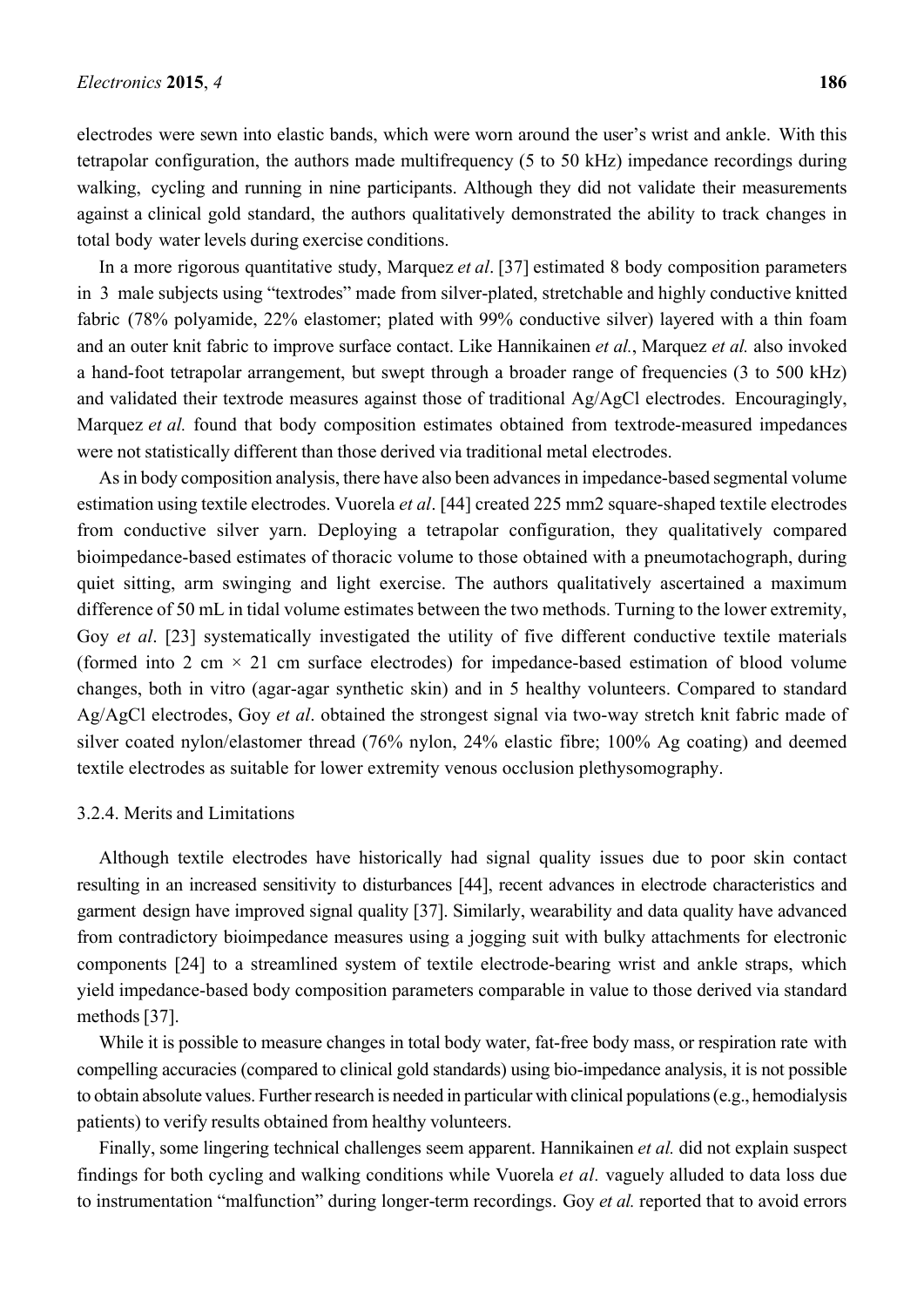electrodes were sewn into elastic bands, which were worn around the user's wrist and ankle. With this tetrapolar configuration, the authors made multifrequency (5 to 50 kHz) impedance recordings during walking, cycling and running in nine participants. Although they did not validate their measurements against a clinical gold standard, the authors qualitatively demonstrated the ability to track changes in total body water levels during exercise conditions.

In a more rigorous quantitative study, Marquez *et al*. [37] estimated 8 body composition parameters in 3 male subjects using "textrodes" made from silver-plated, stretchable and highly conductive knitted fabric (78% polyamide, 22% elastomer; plated with 99% conductive silver) layered with a thin foam and an outer knit fabric to improve surface contact. Like Hannikainen *et al.*, Marquez *et al.* also invoked a hand-foot tetrapolar arrangement, but swept through a broader range of frequencies (3 to 500 kHz) and validated their textrode measures against those of traditional Ag/AgCl electrodes. Encouragingly, Marquez *et al.* found that body composition estimates obtained from textrode-measured impedances were not statistically different than those derived via traditional metal electrodes.

As in body composition analysis, there have also been advances in impedance-based segmental volume estimation using textile electrodes. Vuorela *et al*. [44] created 225 mm2 square-shaped textile electrodes from conductive silver yarn. Deploying a tetrapolar configuration, they qualitatively compared bioimpedance-based estimates of thoracic volume to those obtained with a pneumotachograph, during quiet sitting, arm swinging and light exercise. The authors qualitatively ascertained a maximum difference of 50 mL in tidal volume estimates between the two methods. Turning to the lower extremity, Goy *et al*. [23] systematically investigated the utility of five different conductive textile materials (formed into 2 cm × 21 cm surface electrodes) for impedance-based estimation of blood volume changes, both in vitro (agar-agar synthetic skin) and in 5 healthy volunteers. Compared to standard Ag/AgCl electrodes, Goy *et al*. obtained the strongest signal via two-way stretch knit fabric made of silver coated nylon/elastomer thread (76% nylon, 24% elastic fibre; 100% Ag coating) and deemed textile electrodes as suitable for lower extremity venous occlusion plethysomography.

#### 3.2.4. Merits and Limitations

Although textile electrodes have historically had signal quality issues due to poor skin contact resulting in an increased sensitivity to disturbances [44], recent advances in electrode characteristics and garment design have improved signal quality [37]. Similarly, wearability and data quality have advanced from contradictory bioimpedance measures using a jogging suit with bulky attachments for electronic components [24] to a streamlined system of textile electrode-bearing wrist and ankle straps, which yield impedance-based body composition parameters comparable in value to those derived via standard methods [37].

While it is possible to measure changes in total body water, fat-free body mass, or respiration rate with compelling accuracies (compared to clinical gold standards) using bio-impedance analysis, it is not possible to obtain absolute values. Further research is needed in particular with clinical populations (e.g., hemodialysis patients) to verify results obtained from healthy volunteers.

Finally, some lingering technical challenges seem apparent. Hannikainen *et al.* did not explain suspect findings for both cycling and walking conditions while Vuorela *et al.* vaguely alluded to data loss due to instrumentation "malfunction" during longer-term recordings. Goy *et al.* reported that to avoid errors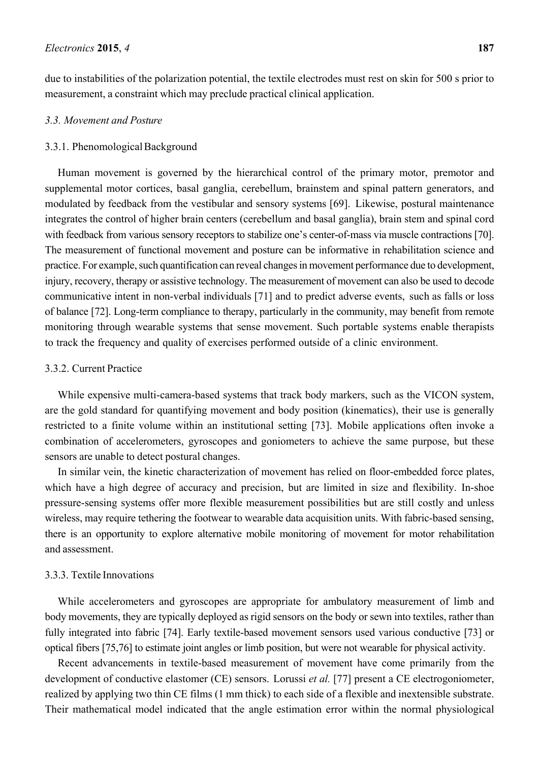due to instabilities of the polarization potential, the textile electrodes must rest on skin for 500 s prior to measurement, a constraint which may preclude practical clinical application.

### 3.3. Movement and Posture

#### 3.3.1. Phenomological Background

Human movement is governed by the hierarchical control of the primary motor, premotor and supplemental motor cortices, basal ganglia, cerebellum, brainstem and spinal pattern generators, and modulated by feedback from the vestibular and sensory systems [69]. Likewise, postural maintenance integrates the control of higher brain centers (cerebellum and basal ganglia), brain stem and spinal cord with feedback from various sensory receptors to stabilize one's center-of-mass via muscle contractions [70]. The measurement of functional movement and posture can be informative in rehabilitation science and practice. For example, such quantification can reveal changes in movement performance due to development, injury, recovery, therapy or assistive technology. The measurement of movement can also be used to decode communicative intent in non-verbal individuals [71] and to predict adverse events, such as falls or loss of balance [72]. Long-term compliance to therapy, particularly in the community, may benefit from remote monitoring through wearable systems that sense movement. Such portable systems enable therapists to track the frequency and quality of exercises performed outside of a clinic environment.

#### 3.3.2. Current Practice

While expensive multi-camera-based systems that track body markers, such as the VICON system, are the gold standard for quantifying movement and body position (kinematics), their use is generally restricted to a finite volume within an institutional setting [73]. Mobile applications often invoke a combination of accelerometers, gyroscopes and goniometers to achieve the same purpose, but these sensors are unable to detect postural changes.

In similar vein, the kinetic characterization of movement has relied on floor-embedded force plates, which have a high degree of accuracy and precision, but are limited in size and flexibility. In-shoe pressure-sensing systems offer more flexible measurement possibilities but are still costly and unless wireless, may require tethering the footwear to wearable data acquisition units. With fabric-based sensing, there is an opportunity to explore alternative mobile monitoring of movement for motor rehabilitation and assessment.

#### 3.3.3. Textile Innovations

While accelerometers and gyroscopes are appropriate for ambulatory measurement of limb and body movements, they are typically deployed as rigid sensors on the body or sewn into textiles, rather than fully integrated into fabric [74]. Early textile-based movement sensors used various conductive [73] or optical fibers [75,76] to estimate joint angles or limb position, but were not wearable for physical activity.

Recent advancements in textile-based measurement of movement have come primarily from the development of conductive elastomer (CE) sensors. Lorussi *et al.* [77] present a CE electrogoniometer, realized by applying two thin CE films (1 mm thick) to each side of a flexible and inextensible substrate. Their mathematical model indicated that the angle estimation error within the normal physiological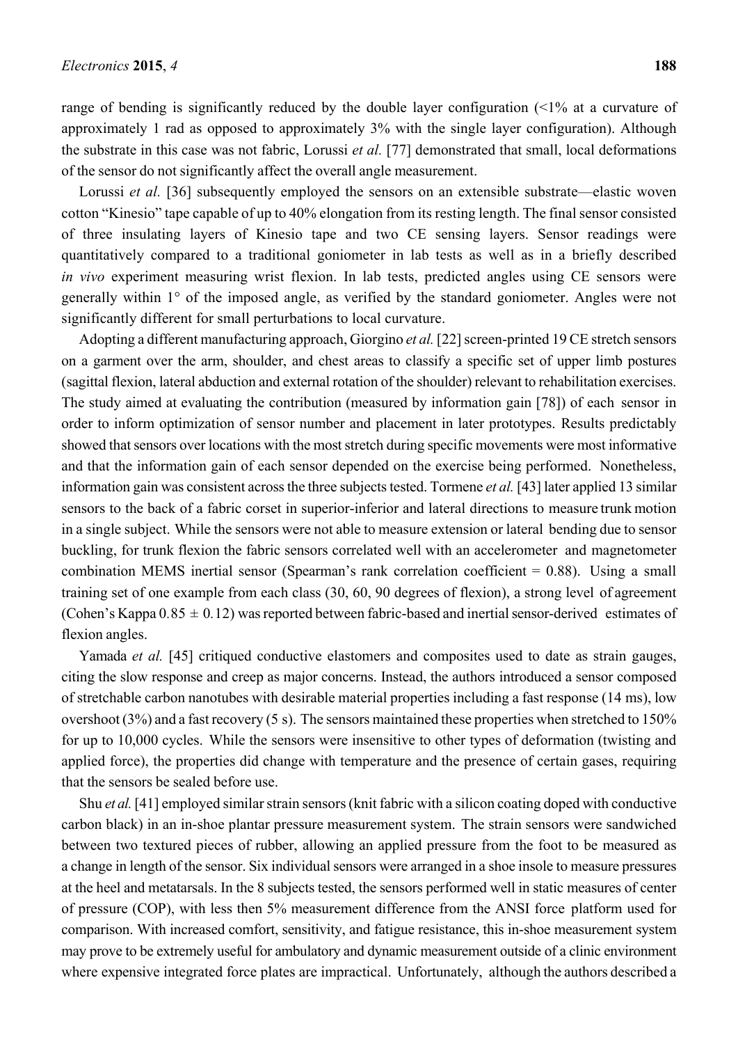range of bending is significantly reduced by the double layer configuration (<1% at a curvature of approximately 1 rad as opposed to approximately 3% with the single layer configuration). Although the substrate in this case was not fabric, Lorussi *et al.* [77] demonstrated that small, local deformations of the sensor do not significantly affect the overall angle measurement.

Lorussi *et al.* [36] subsequently employed the sensors on an extensible substrate—elastic woven cotton "Kinesio" tape capable of up to 40% elongation from its resting length. The final sensor consisted of three insulating layers of Kinesio tape and two CE sensing layers. Sensor readings were quantitatively compared to a traditional goniometer in lab tests as well as in a briefly described *in vivo* experiment measuring wrist flexion. In lab tests, predicted angles using CE sensors were generally within 1° of the imposed angle, as verified by the standard goniometer. Angles were not significantly different for small perturbations to local curvature.

Adopting a different manufacturing approach, Giorgino *et al.* [22] screen-printed 19 CE stretch sensors on a garment over the arm, shoulder, and chest areas to classify a specific set of upper limb postures (sagittal flexion, lateral abduction and external rotation of the shoulder) relevant to rehabilitation exercises. The study aimed at evaluating the contribution (measured by information gain [78]) of each sensor in order to inform optimization of sensor number and placement in later prototypes. Results predictably showed that sensors over locations with the most stretch during specific movements were most informative and that the information gain of each sensor depended on the exercise being performed. Nonetheless, information gain was consistent across the three subjects tested. Tormene *et al.* [43] later applied 13 similar sensors to the back of a fabric corset in superior-inferior and lateral directions to measure trunk motion in a single subject. While the sensors were not able to measure extension or lateral bending due to sensor buckling, for trunk flexion the fabric sensors correlated well with an accelerometer and magnetometer combination MEMS inertial sensor (Spearman's rank correlation coefficient = 0.88). Using a small training set of one example from each class (30, 60, 90 degrees of flexion), a strong level of agreement (Cohen's Kappa $0.85 \pm 0.12$) was reported between fabric-based and inertial sensor-derived estimates of flexion angles.

Yamada *et al.* [45] critiqued conductive elastomers and composites used to date as strain gauges, citing the slow response and creep as major concerns. Instead, the authors introduced a sensor composed of stretchable carbon nanotubes with desirable material properties including a fast response (14 ms), low overshoot (3%) and a fast recovery (5 s). The sensors maintained these properties when stretched to 150% for up to 10,000 cycles. While the sensors were insensitive to other types of deformation (twisting and applied force), the properties did change with temperature and the presence of certain gases, requiring that the sensors be sealed before use.

Shu *et al.* [41] employed similar strain sensors (knit fabric with a silicon coating doped with conductive carbon black) in an in-shoe plantar pressure measurement system. The strain sensors were sandwiched between two textured pieces of rubber, allowing an applied pressure from the foot to be measured as a change in length of the sensor. Six individual sensors were arranged in a shoe insole to measure pressures at the heel and metatarsals. In the 8 subjects tested, the sensors performed well in static measures of center of pressure (COP), with less then 5% measurement difference from the ANSI force platform used for comparison. With increased comfort, sensitivity, and fatigue resistance, this in-shoe measurement system may prove to be extremely useful for ambulatory and dynamic measurement outside of a clinic environment where expensive integrated force plates are impractical. Unfortunately, although the authors described a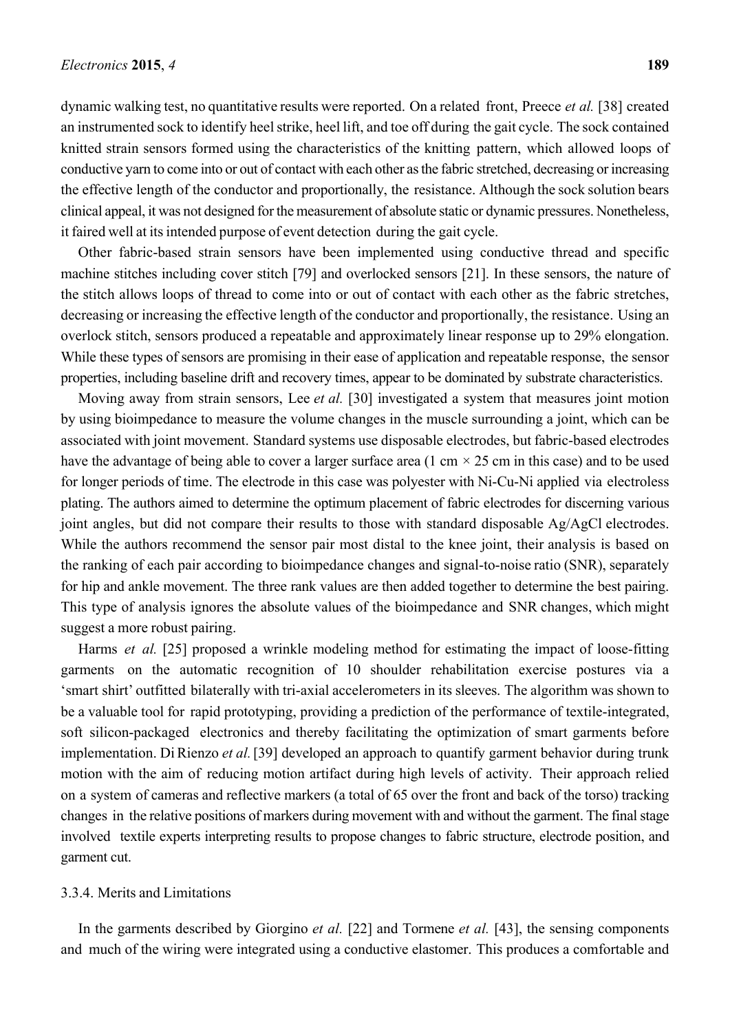dynamic walking test, no quantitative results were reported. On a related front, Preece *et al.* [38] created an instrumented sock to identify heel strike, heel lift, and toe off during the gait cycle. The sock contained knitted strain sensors formed using the characteristics of the knitting pattern, which allowed loops of conductive yarn to come into or out of contact with each other as the fabric stretched, decreasing or increasing the effective length of the conductor and proportionally, the resistance. Although the sock solution bears clinical appeal, it was not designed for the measurement of absolute static or dynamic pressures. Nonetheless, it faired well at its intended purpose of event detection during the gait cycle.

Other fabric-based strain sensors have been implemented using conductive thread and specific machine stitches including cover stitch [79] and overlocked sensors [21]. In these sensors, the nature of the stitch allows loops of thread to come into or out of contact with each other as the fabric stretches, decreasing or increasing the effective length of the conductor and proportionally, the resistance. Using an overlock stitch, sensors produced a repeatable and approximately linear response up to 29% elongation. While these types of sensors are promising in their ease of application and repeatable response, the sensor properties, including baseline drift and recovery times, appear to be dominated by substrate characteristics.

Moving away from strain sensors, Lee *et al.* [30] investigated a system that measures joint motion by using bioimpedance to measure the volume changes in the muscle surrounding a joint, which can be associated with joint movement. Standard systems use disposable electrodes, but fabric-based electrodes have the advantage of being able to cover a larger surface area (1 cm × 25 cm in this case) and to be used for longer periods of time. The electrode in this case was polyester with Ni-Cu-Ni applied via electroless plating. The authors aimed to determine the optimum placement of fabric electrodes for discerning various joint angles, but did not compare their results to those with standard disposable Ag/AgCl electrodes. While the authors recommend the sensor pair most distal to the knee joint, their analysis is based on the ranking of each pair according to bioimpedance changes and signal-to-noise ratio (SNR), separately for hip and ankle movement. The three rank values are then added together to determine the best pairing. This type of analysis ignores the absolute values of the bioimpedance and SNR changes, which might suggest a more robust pairing.

Harms *et al.* [25] proposed a wrinkle modeling method for estimating the impact of loose-fitting garments on the automatic recognition of 10 shoulder rehabilitation exercise postures via a 'smart shirt' outfitted bilaterally with tri-axial accelerometers in its sleeves. The algorithm was shown to be a valuable tool for rapid prototyping, providing a prediction of the performance of textile-integrated, soft silicon-packaged electronics and thereby facilitating the optimization of smart garments before implementation. Di Rienzo *et al.* [39] developed an approach to quantify garment behavior during trunk motion with the aim of reducing motion artifact during high levels of activity. Their approach relied on a system of cameras and reflective markers (a total of 65 over the front and back of the torso) tracking changes in the relative positions of markers during movement with and without the garment. The final stage involved textile experts interpreting results to propose changes to fabric structure, electrode position, and garment cut.

#### 3.3.4. Merits and Limitations

In the garments described by Giorgino *et al.* [22] and Tormene *et al.* [43], the sensing components and much of the wiring were integrated using a conductive elastomer. This produces a comfortable and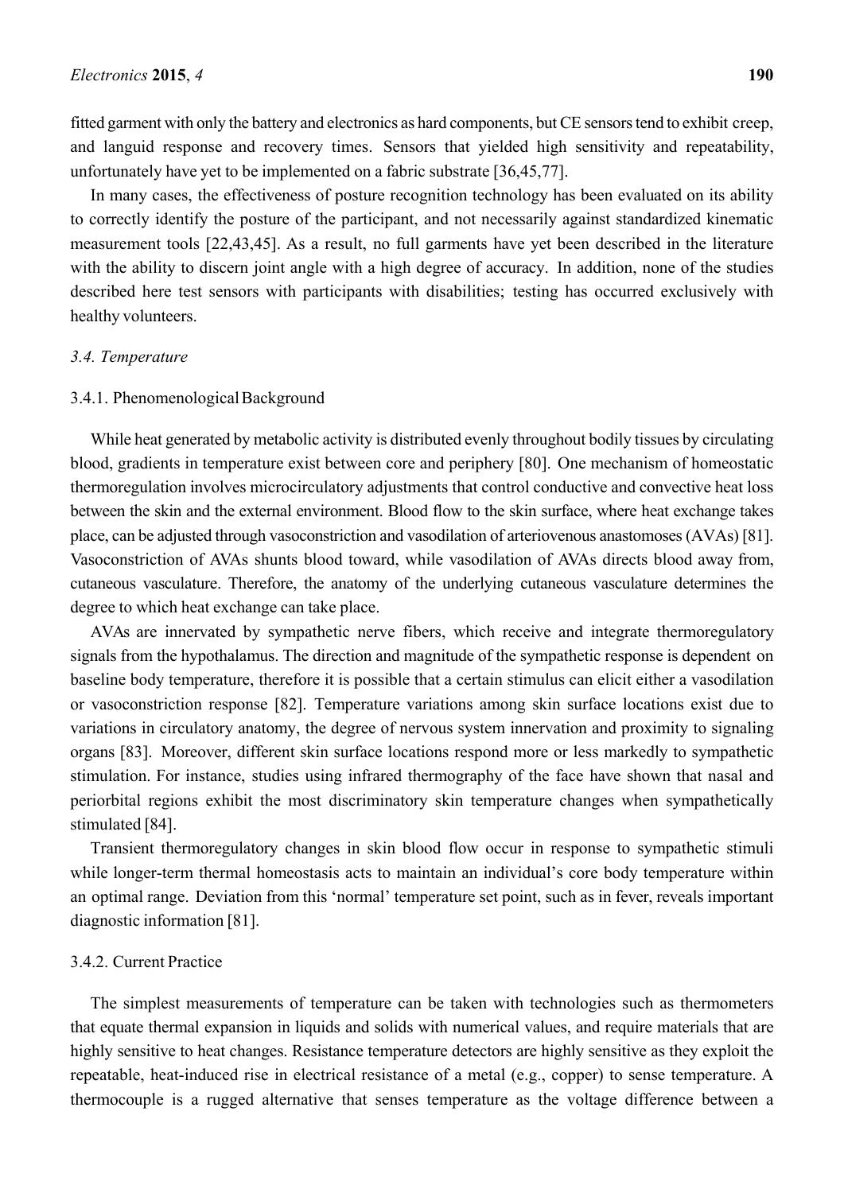fitted garment with only the battery and electronics as hard components, but CE sensors tend to exhibit creep, and languid response and recovery times. Sensors that yielded high sensitivity and repeatability, unfortunately have yet to be implemented on a fabric substrate [36,45,77].

In many cases, the effectiveness of posture recognition technology has been evaluated on its ability to correctly identify the posture of the participant, and not necessarily against standardized kinematic measurement tools [22,43,45]. As a result, no full garments have yet been described in the literature with the ability to discern joint angle with a high degree of accuracy. In addition, none of the studies described here test sensors with participants with disabilities; testing has occurred exclusively with healthy volunteers.

### *3.4. Temperature*

#### 3.4.1. Phenomenological Background

While heat generated by metabolic activity is distributed evenly throughout bodily tissues by circulating blood, gradients in temperature exist between core and periphery [80]. One mechanism of homeostatic thermoregulation involves microcirculatory adjustments that control conductive and convective heat loss between the skin and the external environment. Blood flow to the skin surface, where heat exchange takes place, can be adjusted through vasoconstriction and vasodilation of arteriovenous anastomoses (AVAs) [81]. Vasoconstriction of AVAs shunts blood toward, while vasodilation of AVAs directs blood away from, cutaneous vasculature. Therefore, the anatomy of the underlying cutaneous vasculature determines the degree to which heat exchange can take place.

AVAs are innervated by sympathetic nerve fibers, which receive and integrate thermoregulatory signals from the hypothalamus. The direction and magnitude of the sympathetic response is dependent on baseline body temperature, therefore it is possible that a certain stimulus can elicit either a vasodilation or vasoconstriction response [82]. Temperature variations among skin surface locations exist due to variations in circulatory anatomy, the degree of nervous system innervation and proximity to signaling organs [83]. Moreover, different skin surface locations respond more or less markedly to sympathetic stimulation. For instance, studies using infrared thermography of the face have shown that nasal and periorbital regions exhibit the most discriminatory skin temperature changes when sympathetically stimulated [84].

Transient thermoregulatory changes in skin blood flow occur in response to sympathetic stimuli while longer-term thermal homeostasis acts to maintain an individual's core body temperature within an optimal range. Deviation from this 'normal' temperature set point, such as in fever, reveals important diagnostic information [81].

#### 3.4.2. Current Practice

The simplest measurements of temperature can be taken with technologies such as thermometers that equate thermal expansion in liquids and solids with numerical values, and require materials that are highly sensitive to heat changes. Resistance temperature detectors are highly sensitive as they exploit the repeatable, heat-induced rise in electrical resistance of a metal (e.g., copper) to sense temperature. A thermocouple is a rugged alternative that senses temperature as the voltage difference between a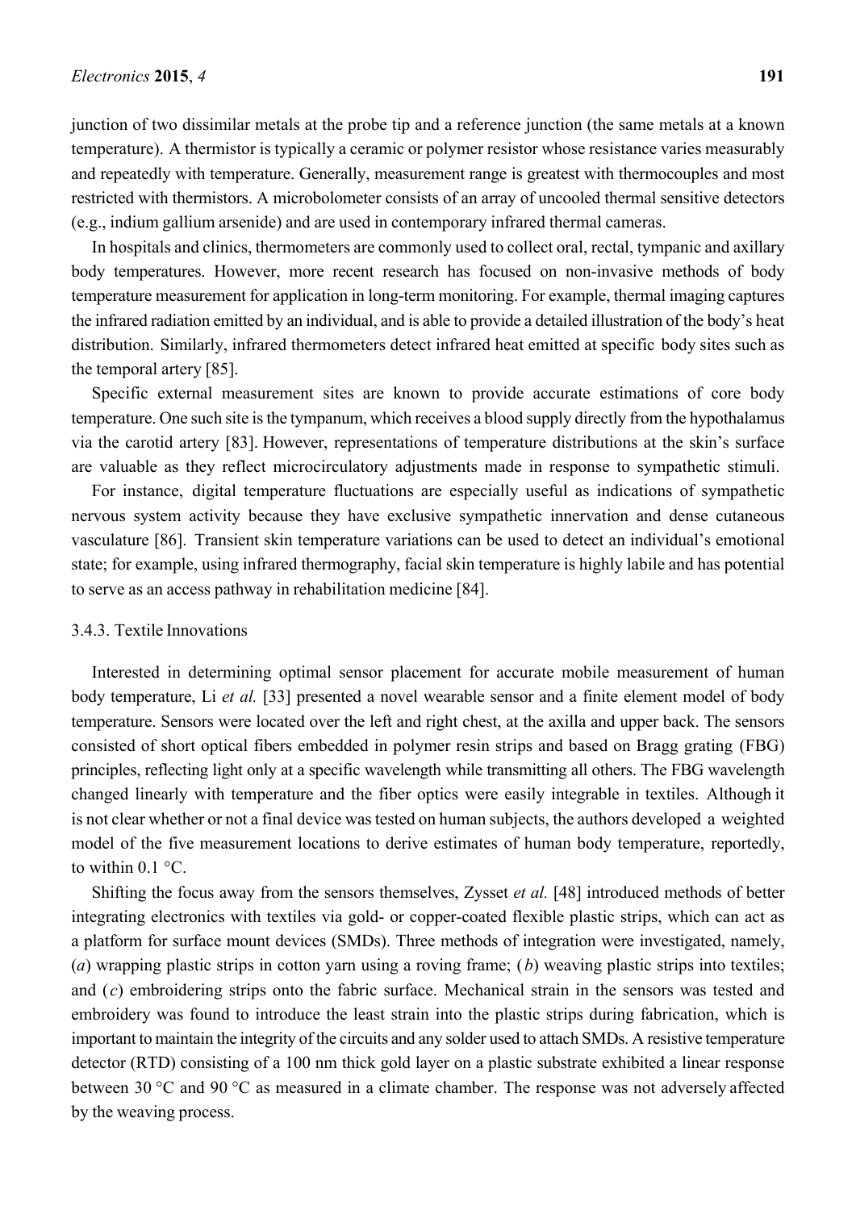junction of two dissimilar metals at the probe tip and a reference junction (the same metals at a known temperature). A thermistor is typically a ceramic or polymer resistor whose resistance varies measurably and repeatedly with temperature. Generally, measurement range is greatest with thermocouples and most restricted with thermistors. A microbolometer consists of an array of uncooled thermal sensitive detectors (e.g., indium gallium arsenide) and are used in contemporary infrared thermal cameras.

In hospitals and clinics, thermometers are commonly used to collect oral, rectal, tympanic and axillary body temperatures. However, more recent research has focused on non-invasive methods of body temperature measurement for application in long-term monitoring. For example, thermal imaging captures the infrared radiation emitted by an individual, and is able to provide a detailed illustration of the body's heat distribution. Similarly, infrared thermometers detect infrared heat emitted at specific body sites such as the temporal artery [85].

Specific external measurement sites are known to provide accurate estimations of core body temperature. One such site is the tympanum, which receives a blood supply directly from the hypothalamus via the carotid artery [83]. However, representations of temperature distributions at the skin's surface are valuable as they reflect microcirculatory adjustments made in response to sympathetic stimuli.

For instance, digital temperature fluctuations are especially useful as indications of sympathetic nervous system activity because they have exclusive sympathetic innervation and dense cutaneous vasculature [86]. Transient skin temperature variations can be used to detect an individual's emotional state; for example, using infrared thermography, facial skin temperature is highly labile and has potential to serve as an access pathway in rehabilitation medicine [84].

### 3.4.3. Textile Innovations

Interested in determining optimal sensor placement for accurate mobile measurement of human body temperature, Li *et al.* [33] presented a novel wearable sensor and a finite element model of body temperature. Sensors were located over the left and right chest, at the axilla and upper back. The sensors consisted of short optical fibers embedded in polymer resin strips and based on Bragg grating (FBG) principles, reflecting light only at a specific wavelength while transmitting all others. The FBG wavelength changed linearly with temperature and the fiber optics were easily integrable in textiles. Although it is not clear whether or not a final device was tested on human subjects, the authors developed a weighted model of the five measurement locations to derive estimates of human body temperature, reportedly, to within 0.1 °C.

Shifting the focus away from the sensors themselves, Zysset *et al.* [48] introduced methods of better integrating electronics with textiles via gold- or copper-coated flexible plastic strips, which can act as a platform for surface mount devices (SMDs). Three methods of integration were investigated, namely, (*a*) wrapping plastic strips in cotton yarn using a roving frame; (*b*) weaving plastic strips into textiles; and (*c*) embroidering strips onto the fabric surface. Mechanical strain in the sensors was tested and embroidery was found to introduce the least strain into the plastic strips during fabrication, which is important to maintain the integrity of the circuits and any solder used to attach SMDs. A resistive temperature detector (RTD) consisting of a 100 nm thick gold layer on a plastic substrate exhibited a linear response between 30 °C and 90 °C as measured in a climate chamber. The response was not adversely affected by the weaving process.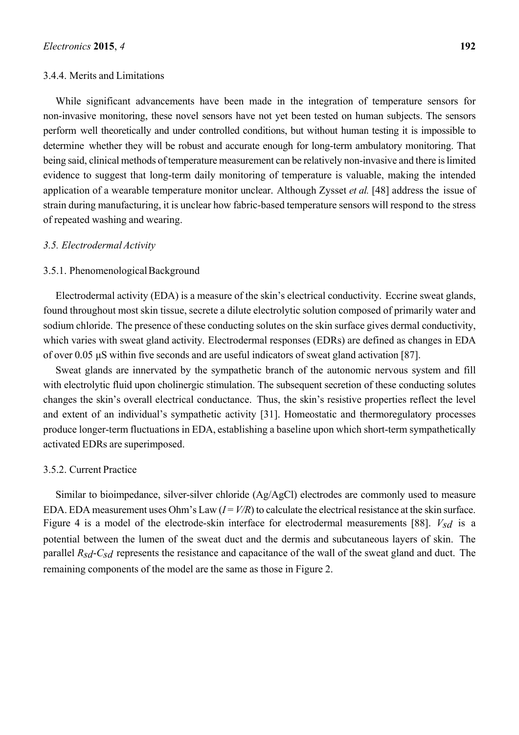### 3.4.4. Merits and Limitations

While significant advancements have been made in the integration of temperature sensors for non-invasive monitoring, these novel sensors have not yet been tested on human subjects. The sensors perform well theoretically and under controlled conditions, but without human testing it is impossible to determine whether they will be robust and accurate enough for long-term ambulatory monitoring. That being said, clinical methods of temperature measurement can be relatively non-invasive and there is limited evidence to suggest that long-term daily monitoring of temperature is valuable, making the intended application of a wearable temperature monitor unclear. Although Zysset *et al.* [48] address the issue of strain during manufacturing, it is unclear how fabric-based temperature sensors will respond to the stress of repeated washing and wearing.

## *3.5. Electrodermal Activity*

### 3.5.1. Phenomenological Background

Electrodermal activity (EDA) is a measure of the skin's electrical conductivity. Eccrine sweat glands, found throughout most skin tissue, secrete a dilute electrolytic solution composed of primarily water and sodium chloride. The presence of these conducting solutes on the skin surface gives dermal conductivity, which varies with sweat gland activity. Electrodermal responses (EDRs) are defined as changes in EDA of over 0.05 μS within five seconds and are useful indicators of sweat gland activation [87].

Sweat glands are innervated by the sympathetic branch of the autonomic nervous system and fill with electrolytic fluid upon cholinergic stimulation. The subsequent secretion of these conducting solutes changes the skin's overall electrical conductance. Thus, the skin's resistive properties reflect the level and extent of an individual's sympathetic activity [31]. Homeostatic and thermoregulatory processes produce longer-term fluctuations in EDA, establishing a baseline upon which short-term sympathetically activated EDRs are superimposed.

### 3.5.2. Current Practice

Similar to bioimpedance, silver-silver chloride (Ag/AgCl) electrodes are commonly used to measure EDA. EDA measurement uses Ohm's Law ($I = V/R$) to calculate the electrical resistance at the skin surface. Figure 4 is a model of the electrode-skin interface for electrodermal measurements [88]. $V_{sd}$ is a potential between the lumen of the sweat duct and the dermis and subcutaneous layers of skin. The parallel $R_{sd}$-$C_{sd}$ represents the resistance and capacitance of the wall of the sweat gland and duct. The remaining components of the model are the same as those in Figure 2.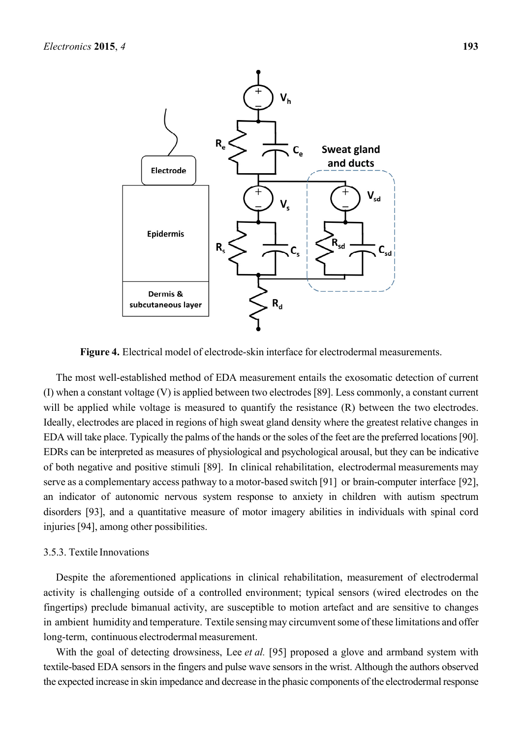**Figure 4.** Electrical model of electrode-skin interface for electrodermal measurements.

The most well-established method of EDA measurement entails the exosomatic detection of current (I) when a constant voltage (V) is applied between two electrodes [89]. Less commonly, a constant current will be applied while voltage is measured to quantify the resistance (R) between the two electrodes. Ideally, electrodes are placed in regions of high sweat gland density where the greatest relative changes in EDA will take place. Typically the palms of the hands or the soles of the feet are the preferred locations [90]. EDRs can be interpreted as measures of physiological and psychological arousal, but they can be indicative of both negative and positive stimuli [89]. In clinical rehabilitation, electrodermal measurements may serve as a complementary access pathway to a motor-based switch [91] or brain-computer interface [92], an indicator of autonomic nervous system response to anxiety in children with autism spectrum disorders [93], and a quantitative measure of motor imagery abilities in individuals with spinal cord injuries [94], among other possibilities.

### 3.5.3. Textile Innovations

Despite the aforementioned applications in clinical rehabilitation, measurement of electrodermal activity is challenging outside of a controlled environment; typical sensors (wired electrodes on the fingertips) preclude bimanual activity, are susceptible to motion artefact and are sensitive to changes in ambient humidity and temperature. Textile sensing may circumvent some of these limitations and offer long-term, continuous electrodermal measurement.

With the goal of detecting drowsiness, Lee *et al.* [95] proposed a glove and armband system with textile-based EDA sensors in the fingers and pulse wave sensors in the wrist. Although the authors observed the expected increase in skin impedance and decrease in the phasic components of the electrodermal response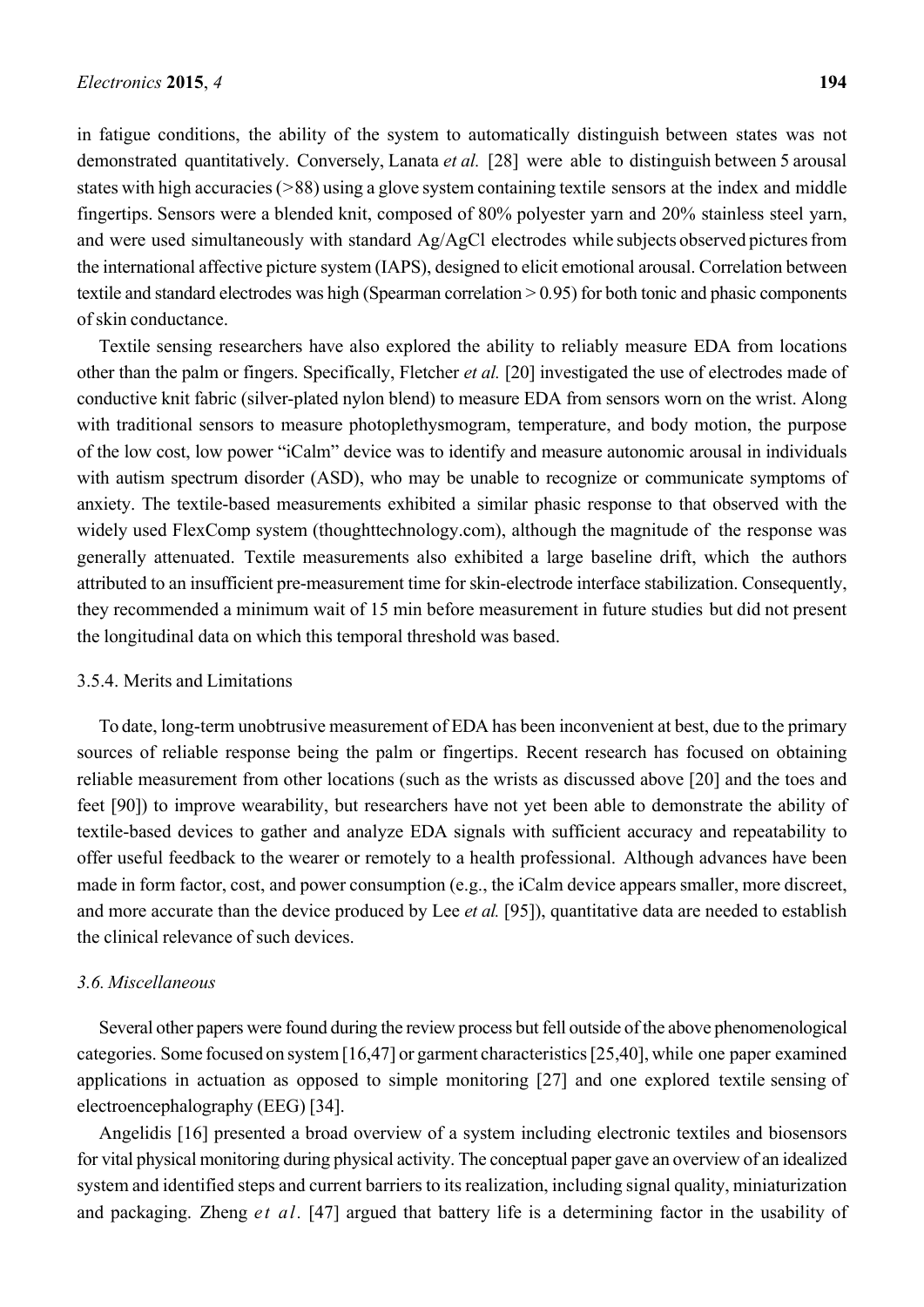in fatigue conditions, the ability of the system to automatically distinguish between states was not demonstrated quantitatively. Conversely, Lanata *et al.* [28] were able to distinguish between 5 arousal states with high accuracies (>88) using a glove system containing textile sensors at the index and middle fingertips. Sensors were a blended knit, composed of 80% polyester yarn and 20% stainless steel yarn, and were used simultaneously with standard Ag/AgCl electrodes while subjects observed pictures from the international affective picture system (IAPS), designed to elicit emotional arousal. Correlation between textile and standard electrodes was high (Spearman correlation > 0.95) for both tonic and phasic components of skin conductance.

Textile sensing researchers have also explored the ability to reliably measure EDA from locations other than the palm or fingers. Specifically, Fletcher *et al.* [20] investigated the use of electrodes made of conductive knit fabric (silver-plated nylon blend) to measure EDA from sensors worn on the wrist. Along with traditional sensors to measure photoplethysmogram, temperature, and body motion, the purpose of the low cost, low power "iCalm" device was to identify and measure autonomic arousal in individuals with autism spectrum disorder (ASD), who may be unable to recognize or communicate symptoms of anxiety. The textile-based measurements exhibited a similar phasic response to that observed with the widely used FlexComp system (thoughttechnology.com), although the magnitude of the response was generally attenuated. Textile measurements also exhibited a large baseline drift, which the authors attributed to an insufficient pre-measurement time for skin-electrode interface stabilization. Consequently, they recommended a minimum wait of 15 min before measurement in future studies but did not present the longitudinal data on which this temporal threshold was based.

#### 3.5.4. Merits and Limitations

To date, long-term unobtrusive measurement of EDA has been inconvenient at best, due to the primary sources of reliable response being the palm or fingertips. Recent research has focused on obtaining reliable measurement from other locations (such as the wrists as discussed above [20] and the toes and feet [90]) to improve wearability, but researchers have not yet been able to demonstrate the ability of textile-based devices to gather and analyze EDA signals with sufficient accuracy and repeatability to offer useful feedback to the wearer or remotely to a health professional. Although advances have been made in form factor, cost, and power consumption (e.g., the iCalm device appears smaller, more discreet, and more accurate than the device produced by Lee *et al.* [95]), quantitative data are needed to establish the clinical relevance of such devices.

### *3.6. Miscellaneous*

Several other papers were found during the review process but fell outside of the above phenomenological categories. Some focused on system [16,47] or garment characteristics [25,40], while one paper examined applications in actuation as opposed to simple monitoring [27] and one explored textile sensing of electroencephalography (EEG) [34].

Angelidis [16] presented a broad overview of a system including electronic textiles and biosensors for vital physical monitoring during physical activity. The conceptual paper gave an overview of an idealized system and identified steps and current barriers to its realization, including signal quality, miniaturization and packaging. Zheng *et al.* [47] argued that battery life is a determining factor in the usability of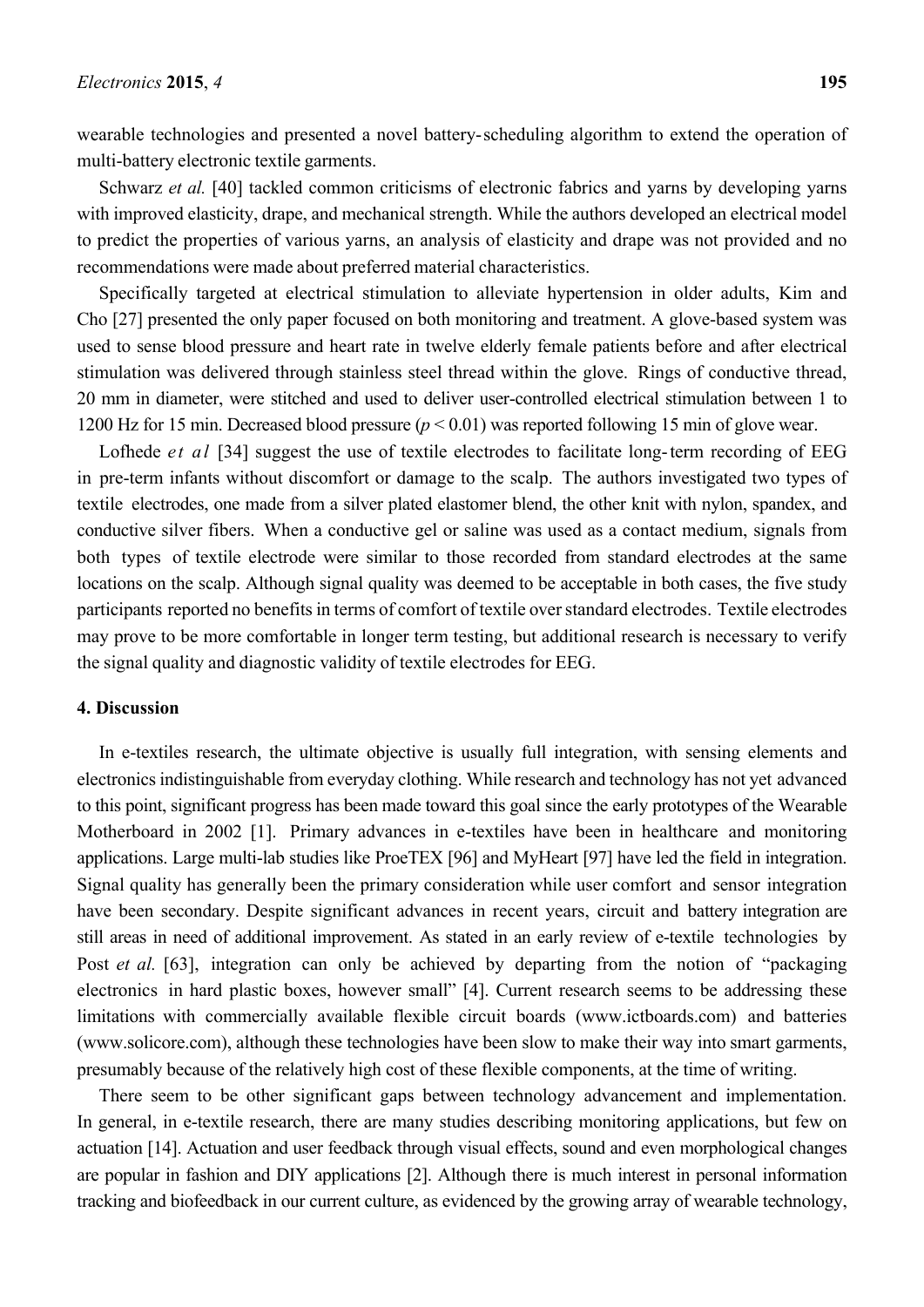wearable technologies and presented a novel battery-scheduling algorithm to extend the operation of multi-battery electronic textile garments.

Schwarz *et al.* [40] tackled common criticisms of electronic fabrics and yarns by developing yarns with improved elasticity, drape, and mechanical strength. While the authors developed an electrical model to predict the properties of various yarns, an analysis of elasticity and drape was not provided and no recommendations were made about preferred material characteristics.

Specifically targeted at electrical stimulation to alleviate hypertension in older adults, Kim and Cho [27] presented the only paper focused on both monitoring and treatment. A glove-based system was used to sense blood pressure and heart rate in twelve elderly female patients before and after electrical stimulation was delivered through stainless steel thread within the glove. Rings of conductive thread, 20 mm in diameter, were stitched and used to deliver user-controlled electrical stimulation between 1 to 1200 Hz for 15 min. Decreased blood pressure ($p < 0.01$) was reported following 15 min of glove wear.

Lofhede *et al* [34] suggest the use of textile electrodes to facilitate long-term recording of EEG in pre-term infants without discomfort or damage to the scalp. The authors investigated two types of textile electrodes, one made from a silver plated elastomer blend, the other knit with nylon, spandex, and conductive silver fibers. When a conductive gel or saline was used as a contact medium, signals from both types of textile electrode were similar to those recorded from standard electrodes at the same locations on the scalp. Although signal quality was deemed to be acceptable in both cases, the five study participants reported no benefits in terms of comfort of textile over standard electrodes. Textile electrodes may prove to be more comfortable in longer term testing, but additional research is necessary to verify the signal quality and diagnostic validity of textile electrodes for EEG.

## 4. Discussion

In e-textiles research, the ultimate objective is usually full integration, with sensing elements and electronics indistinguishable from everyday clothing. While research and technology has not yet advanced to this point, significant progress has been made toward this goal since the early prototypes of the Wearable Motherboard in 2002 [1]. Primary advances in e-textiles have been in healthcare and monitoring applications. Large multi-lab studies like ProeTEX [96] and MyHeart [97] have led the field in integration. Signal quality has generally been the primary consideration while user comfort and sensor integration have been secondary. Despite significant advances in recent years, circuit and battery integration are still areas in need of additional improvement. As stated in an early review of e-textile technologies by Post *et al.* [63], integration can only be achieved by departing from the notion of "packaging electronics in hard plastic boxes, however small" [4]. Current research seems to be addressing these limitations with commercially available flexible circuit boards (www.ictboards.com) and batteries (www.solicore.com), although these technologies have been slow to make their way into smart garments, presumably because of the relatively high cost of these flexible components, at the time of writing.

There seem to be other significant gaps between technology advancement and implementation. In general, in e-textile research, there are many studies describing monitoring applications, but few on actuation [14]. Actuation and user feedback through visual effects, sound and even morphological changes are popular in fashion and DIY applications [2]. Although there is much interest in personal information tracking and biofeedback in our current culture, as evidenced by the growing array of wearable technology,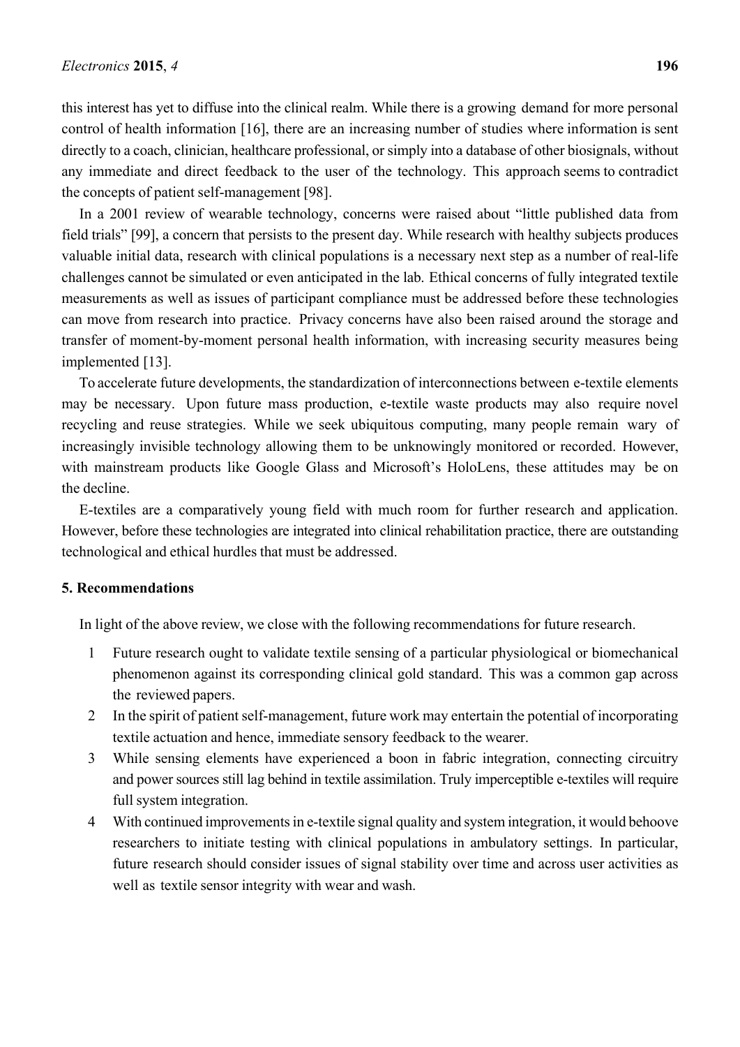this interest has yet to diffuse into the clinical realm. While there is a growing demand for more personal control of health information [16], there are an increasing number of studies where information is sent directly to a coach, clinician, healthcare professional, or simply into a database of other biosignals, without any immediate and direct feedback to the user of the technology. This approach seems to contradict the concepts of patient self-management [98].

In a 2001 review of wearable technology, concerns were raised about "little published data from field trials" [99], a concern that persists to the present day. While research with healthy subjects produces valuable initial data, research with clinical populations is a necessary next step as a number of real-life challenges cannot be simulated or even anticipated in the lab. Ethical concerns of fully integrated textile measurements as well as issues of participant compliance must be addressed before these technologies can move from research into practice. Privacy concerns have also been raised around the storage and transfer of moment-by-moment personal health information, with increasing security measures being implemented [13].

To accelerate future developments, the standardization of interconnections between e-textile elements may be necessary. Upon future mass production, e-textile waste products may also require novel recycling and reuse strategies. While we seek ubiquitous computing, many people remain wary of increasingly invisible technology allowing them to be unknowingly monitored or recorded. However, with mainstream products like Google Glass and Microsoft's HoloLens, these attitudes may be on the decline.

E-textiles are a comparatively young field with much room for further research and application. However, before these technologies are integrated into clinical rehabilitation practice, there are outstanding technological and ethical hurdles that must be addressed.

## 5. Recommendations

In light of the above review, we close with the following recommendations for future research.

1. Future research ought to validate textile sensing of a particular physiological or biomechanical phenomenon against its corresponding clinical gold standard. This was a common gap across the reviewed papers.
2. In the spirit of patient self-management, future work may entertain the potential of incorporating textile actuation and hence, immediate sensory feedback to the wearer.
3. While sensing elements have experienced a boon in fabric integration, connecting circuitry and power sources still lag behind in textile assimilation. Truly imperceptible e-textiles will require full system integration.
4. With continued improvements in e-textile signal quality and system integration, it would behoove researchers to initiate testing with clinical populations in ambulatory settings. In particular, future research should consider issues of signal stability over time and across user activities as well as textile sensor integrity with wear and wash.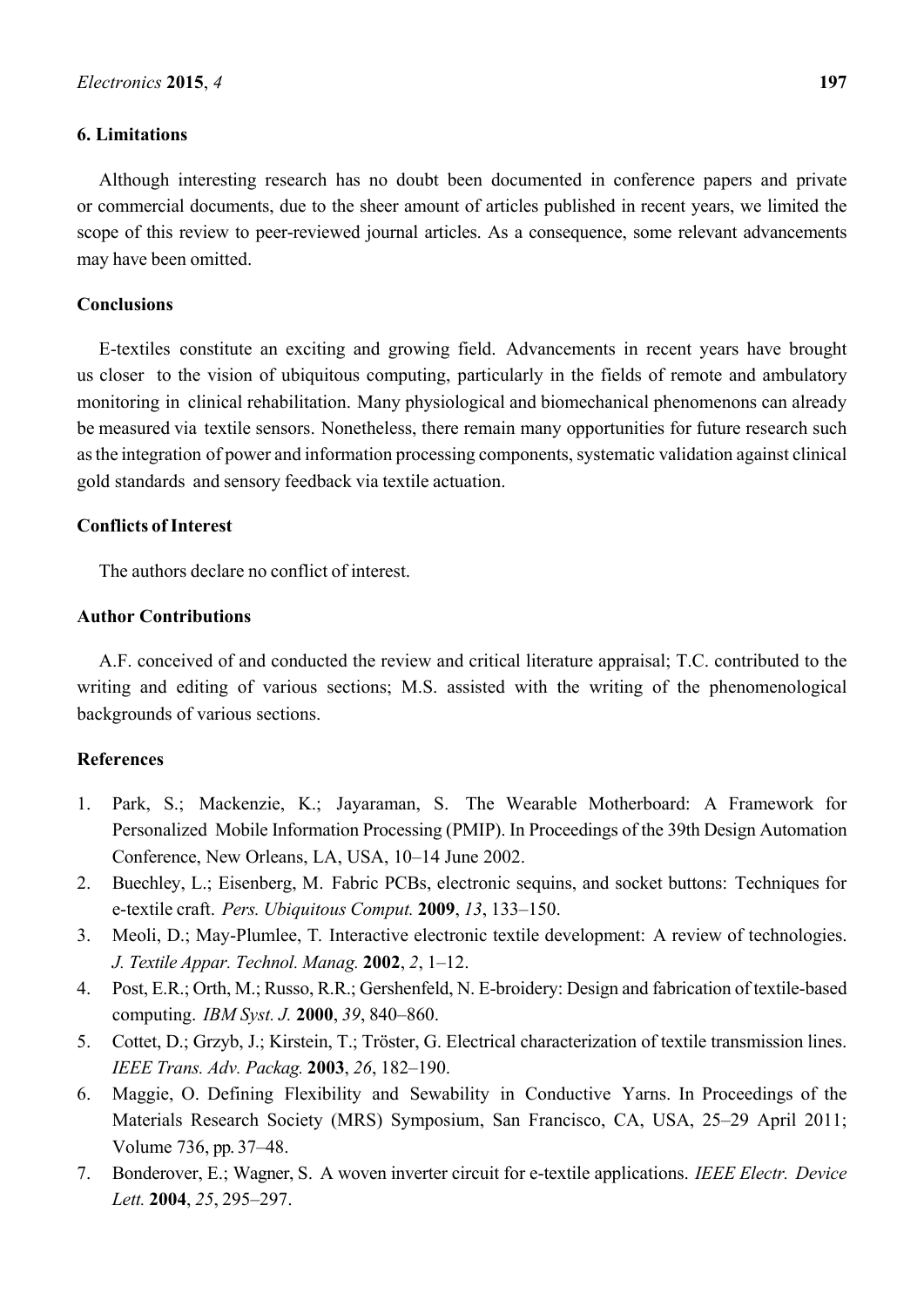## 6. Limitations

Although interesting research has no doubt been documented in conference papers and private or commercial documents, due to the sheer amount of articles published in recent years, we limited the scope of this review to peer-reviewed journal articles. As a consequence, some relevant advancements may have been omitted.

## Conclusions

E-textiles constitute an exciting and growing field. Advancements in recent years have brought us closer to the vision of ubiquitous computing, particularly in the fields of remote and ambulatory monitoring in clinical rehabilitation. Many physiological and biomechanical phenomenons can already be measured via textile sensors. Nonetheless, there remain many opportunities for future research such as the integration of power and information processing components, systematic validation against clinical gold standards and sensory feedback via textile actuation.

## Conflicts of Interest

The authors declare no conflict of interest.

## Author Contributions

A.F. conceived of and conducted the review and critical literature appraisal; T.C. contributed to the writing and editing of various sections; M.S. assisted with the writing of the phenomenological backgrounds of various sections.

## References

1. Park, S.; Mackenzie, K.; Jayaraman, S. The Wearable Motherboard: A Framework for Personalized Mobile Information Processing (PMIP). In Proceedings of the 39th Design Automation Conference, New Orleans, LA, USA, 10–14 June 2002.
2. Buechley, L.; Eisenberg, M. Fabric PCBs, electronic sequins, and socket buttons: Techniques for e-textile craft. *Pers. Ubiquitous Comput.* **2009**, *13*, 133–150.
3. Meoli, D.; May-Plumlee, T. Interactive electronic textile development: A review of technologies. *J. Textile Appar. Technol. Manag.* **2002**, *2*, 1–12.
4. Post, E.R.; Orth, M.; Russo, R.R.; Gershenfeld, N. E-broidery: Design and fabrication of textile-based computing. *IBM Syst. J.* **2000**, *39*, 840–860.
5. Cottet, D.; Grzyb, J.; Kirstein, T.; Tröster, G. Electrical characterization of textile transmission lines. *IEEE Trans. Adv. Packag.* **2003**, *26*, 182–190.
6. Maggie, O. Defining Flexibility and Sewability in Conductive Yarns. In Proceedings of the Materials Research Society (MRS) Symposium, San Francisco, CA, USA, 25–29 April 2011; Volume 736, pp. 37–48.
7. Bonderover, E.; Wagner, S. A woven inverter circuit for e-textile applications. *IEEE Electr. Device Lett.* **2004**, *25*, 295–297.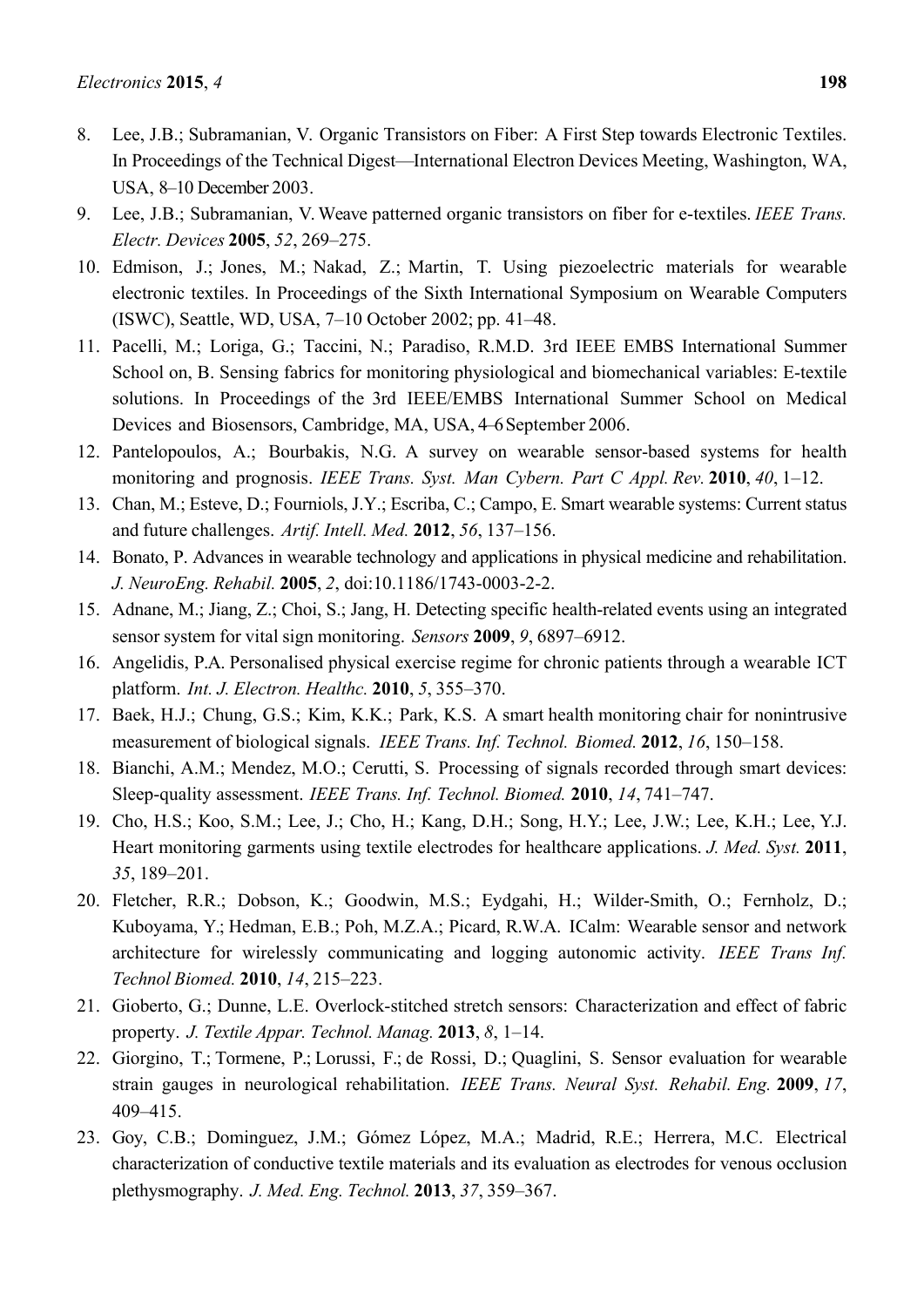8. Lee, J.B.; Subramanian, V. Organic Transistors on Fiber: A First Step towards Electronic Textiles. In Proceedings of the Technical Digest—International Electron Devices Meeting, Washington, WA, USA, 8–10 December 2003.
9. Lee, J.B.; Subramanian, V. Weave patterned organic transistors on fiber for e-textiles. *IEEE Trans. Electr. Devices* **2005**, *52*, 269–275.
10. Edmison, J.; Jones, M.; Nakad, Z.; Martin, T. Using piezoelectric materials for wearable electronic textiles. In Proceedings of the Sixth International Symposium on Wearable Computers (ISWC), Seattle, WD, USA, 7–10 October 2002; pp. 41–48.
11. Pacelli, M.; Loriga, G.; Taccini, N.; Paradiso, R.M.D. 3rd IEEE EMBS International Summer School on, B. Sensing fabrics for monitoring physiological and biomechanical variables: E-textile solutions. In Proceedings of the 3rd IEEE/EMBS International Summer School on Medical Devices and Biosensors, Cambridge, MA, USA, 4–6 September 2006.
12. Pantelopoulos, A.; Bourbakis, N.G. A survey on wearable sensor-based systems for health monitoring and prognosis. *IEEE Trans. Syst. Man Cybern. Part C Appl. Rev.* **2010**, *40*, 1–12.
13. Chan, M.; Esteve, D.; Fourniols, J.Y.; Escriba, C.; Campo, E. Smart wearable systems: Current status and future challenges. *Artif. Intell. Med.* **2012**, *56*, 137–156.
14. Bonato, P. Advances in wearable technology and applications in physical medicine and rehabilitation. *J. NeuroEng. Rehabil.* **2005**, *2*, doi:10.1186/1743-0003-2-2.
15. Adnane, M.; Jiang, Z.; Choi, S.; Jang, H. Detecting specific health-related events using an integrated sensor system for vital sign monitoring. *Sensors* **2009**, *9*, 6897–6912.
16. Angelidis, P.A. Personalised physical exercise regime for chronic patients through a wearable ICT platform. *Int. J. Electron. Healthc.* **2010**, *5*, 355–370.
17. Baek, H.J.; Chung, G.S.; Kim, K.K.; Park, K.S. A smart health monitoring chair for nonintrusive measurement of biological signals. *IEEE Trans. Inf. Technol. Biomed.* **2012**, *16*, 150–158.
18. Bianchi, A.M.; Mendez, M.O.; Cerutti, S. Processing of signals recorded through smart devices: Sleep-quality assessment. *IEEE Trans. Inf. Technol. Biomed.* **2010**, *14*, 741–747.
19. Cho, H.S.; Koo, S.M.; Lee, J.; Cho, H.; Kang, D.H.; Song, H.Y.; Lee, J.W.; Lee, K.H.; Lee, Y.J. Heart monitoring garments using textile electrodes for healthcare applications. *J. Med. Syst.* **2011**, *35*, 189–201.
20. Fletcher, R.R.; Dobson, K.; Goodwin, M.S.; Eydgahi, H.; Wilder-Smith, O.; Fernholz, D.; Kuboyama, Y.; Hedman, E.B.; Poh, M.Z.A.; Picard, R.W.A. ICalm: Wearable sensor and network architecture for wirelessly communicating and logging autonomic activity. *IEEE Trans Inf. Technol Biomed.* **2010**, *14*, 215–223.
21. Gioberto, G.; Dunne, L.E. Overlock-stitched stretch sensors: Characterization and effect of fabric property. *J. Textile Appar. Technol. Manag.* **2013**, *8*, 1–14.
22. Giorgino, T.; Tormene, P.; Lorussi, F.; de Rossi, D.; Quaglini, S. Sensor evaluation for wearable strain gauges in neurological rehabilitation. *IEEE Trans. Neural Syst. Rehabil. Eng.* **2009**, *17*, 409–415.
23. Goy, C.B.; Dominguez, J.M.; Gómez López, M.A.; Madrid, R.E.; Herrera, M.C. Electrical characterization of conductive textile materials and its evaluation as electrodes for venous occlusion plethysmography. *J. Med. Eng. Technol.* **2013**, *37*, 359–367.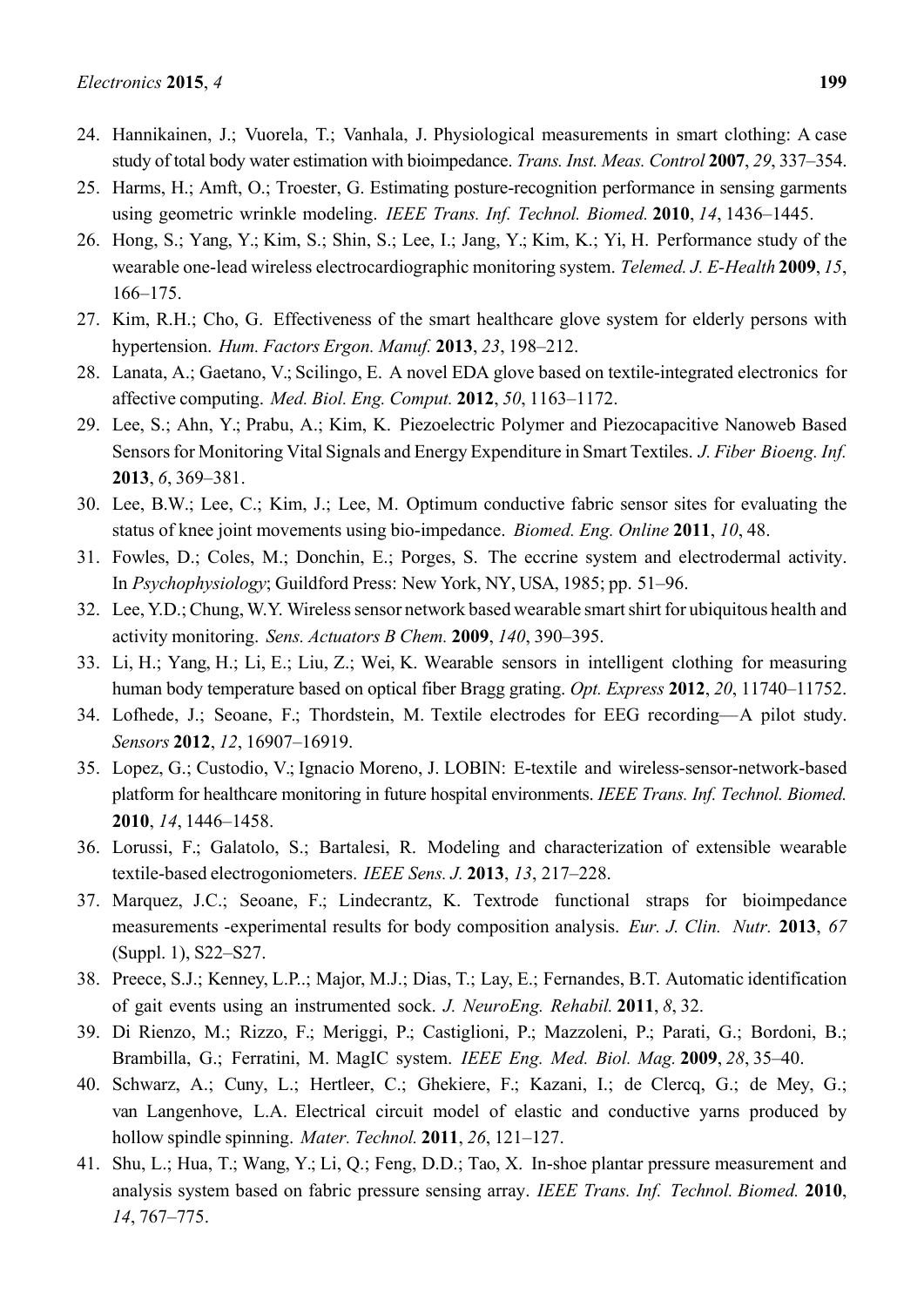24. Hannikainen, J.; Vuorela, T.; Vanhala, J. Physiological measurements in smart clothing: A case study of total body water estimation with bioimpedance. *Trans. Inst. Meas. Control* **2007**, *29*, 337–354.
25. Harms, H.; Amft, O.; Troester, G. Estimating posture-recognition performance in sensing garments using geometric wrinkle modeling. *IEEE Trans. Inf. Technol. Biomed.* **2010**, *14*, 1436–1445.
26. Hong, S.; Yang, Y.; Kim, S.; Shin, S.; Lee, I.; Jang, Y.; Kim, K.; Yi, H. Performance study of the wearable one-lead wireless electrocardiographic monitoring system. *Telemed. J. E-Health* **2009**, *15*, 166–175.
27. Kim, R.H.; Cho, G. Effectiveness of the smart healthcare glove system for elderly persons with hypertension. *Hum. Factors Ergon. Manuf.* **2013**, *23*, 198–212.
28. Lanata, A.; Gaetano, V.; Scilingo, E. A novel EDA glove based on textile-integrated electronics for affective computing. *Med. Biol. Eng. Comput.* **2012**, *50*, 1163–1172.
29. Lee, S.; Ahn, Y.; Prabu, A.; Kim, K. Piezoelectric Polymer and Piezocapacitive Nanoweb Based Sensors for Monitoring Vital Signals and Energy Expenditure in Smart Textiles. *J. Fiber Bioeng. Inf.* **2013**, *6*, 369–381.
30. Lee, B.W.; Lee, C.; Kim, J.; Lee, M. Optimum conductive fabric sensor sites for evaluating the status of knee joint movements using bio-impedance. *Biomed. Eng. Online* **2011**, *10*, 48.
31. Fowles, D.; Coles, M.; Donchin, E.; Porges, S. The eccrine system and electrodermal activity. In *Psychophysiology*; Guildford Press: New York, NY, USA, 1985; pp. 51–96.
32. Lee, Y.D.; Chung, W.Y. Wireless sensor network based wearable smart shirt for ubiquitous health and activity monitoring. *Sens. Actuators B Chem.* **2009**, *140*, 390–395.
33. Li, H.; Yang, H.; Li, E.; Liu, Z.; Wei, K. Wearable sensors in intelligent clothing for measuring human body temperature based on optical fiber Bragg grating. *Opt. Express* **2012**, *20*, 11740–11752.
34. Lofhede, J.; Seoane, F.; Thordstein, M. Textile electrodes for EEG recording—A pilot study. *Sensors* **2012**, *12*, 16907–16919.
35. Lopez, G.; Custodio, V.; Ignacio Moreno, J. LOBIN: E-textile and wireless-sensor-network-based platform for healthcare monitoring in future hospital environments. *IEEE Trans. Inf. Technol. Biomed.* **2010**, *14*, 1446–1458.
36. Lorussi, F.; Galatolo, S.; Bartalesi, R. Modeling and characterization of extensible wearable textile-based electrogoniometers. *IEEE Sens. J.* **2013**, *13*, 217–228.
37. Marquez, J.C.; Seoane, F.; Lindecrantz, K. Textrode functional straps for bioimpedance measurements -experimental results for body composition analysis. *Eur. J. Clin. Nutr.* **2013**, *67* (Suppl. 1), S22–S27.
38. Preece, S.J.; Kenney, L.P..; Major, M.J.; Dias, T.; Lay, E.; Fernandes, B.T. Automatic identification of gait events using an instrumented sock. *J. NeuroEng. Rehabil.* **2011**, *8*, 32.
39. Di Rienzo, M.; Rizzo, F.; Meriggi, P.; Castiglioni, P.; Mazzoleni, P.; Parati, G.; Bordoni, B.; Brambilla, G.; Ferratini, M. MagIC system. *IEEE Eng. Med. Biol. Mag.* **2009**, *28*, 35–40.
40. Schwarz, A.; Cuny, L.; Hertleer, C.; Ghekiere, F.; Kazani, I.; de Clercq, G.; de Mey, G.; van Langenhove, L.A. Electrical circuit model of elastic and conductive yarns produced by hollow spindle spinning. *Mater. Technol.* **2011**, *26*, 121–127.
41. Shu, L.; Hua, T.; Wang, Y.; Li, Q.; Feng, D.D.; Tao, X. In-shoe plantar pressure measurement and analysis system based on fabric pressure sensing array. *IEEE Trans. Inf. Technol. Biomed.* **2010**, *14*, 767–775.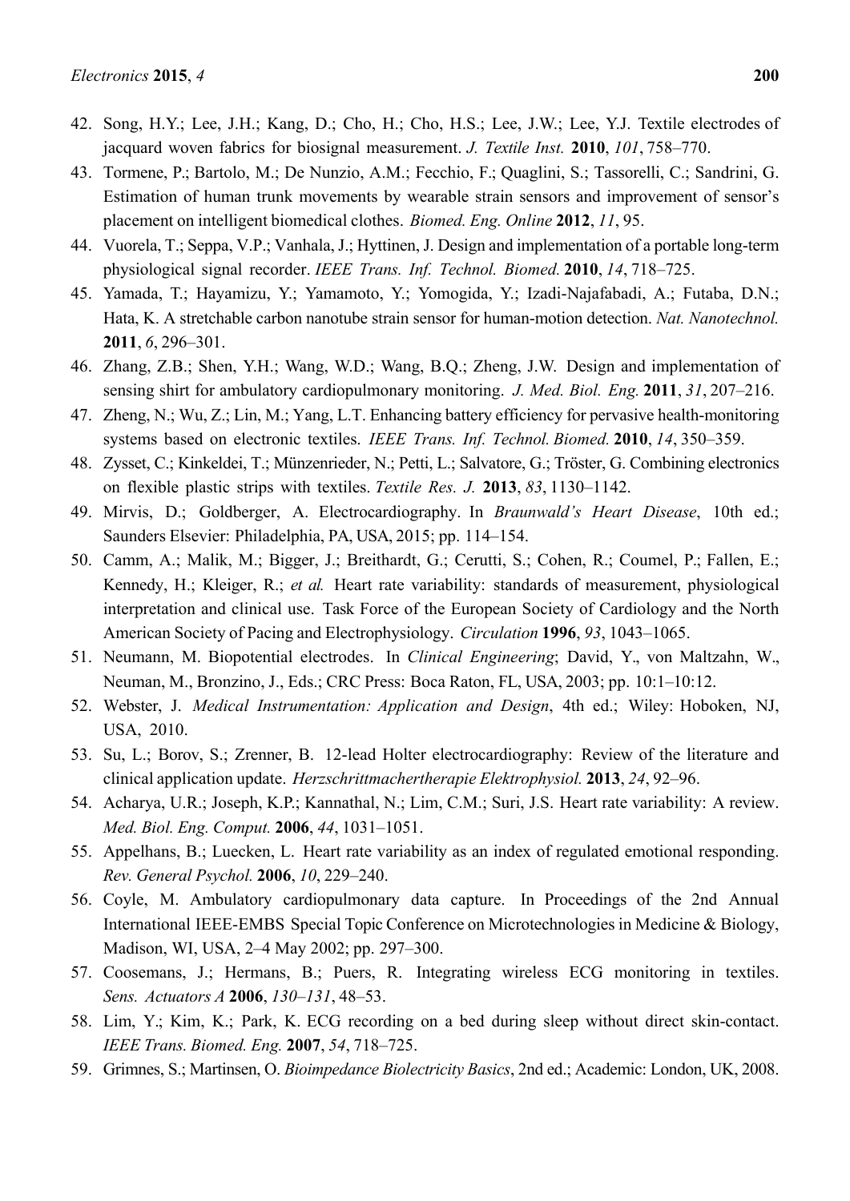42. Song, H.Y.; Lee, J.H.; Kang, D.; Cho, H.; Cho, H.S.; Lee, J.W.; Lee, Y.J. Textile electrodes of jacquard woven fabrics for biosignal measurement. *J. Textile Inst.* **2010**, *101*, 758–770.
43. Tormene, P.; Bartolo, M.; De Nunzio, A.M.; Fecchio, F.; Quaglini, S.; Tassorelli, C.; Sandrini, G. Estimation of human trunk movements by wearable strain sensors and improvement of sensor's placement on intelligent biomedical clothes. *Biomed. Eng. Online* **2012**, *11*, 95.
44. Vuorela, T.; Seppa, V.P.; Vanhala, J.; Hyttinen, J. Design and implementation of a portable long-term physiological signal recorder. *IEEE Trans. Inf. Technol. Biomed.* **2010**, *14*, 718–725.
45. Yamada, T.; Hayamizu, Y.; Yamamoto, Y.; Yomogida, Y.; Izadi-Najafabadi, A.; Futaba, D.N.; Hata, K. A stretchable carbon nanotube strain sensor for human-motion detection. *Nat. Nanotechnol.* **2011**, *6*, 296–301.
46. Zhang, Z.B.; Shen, Y.H.; Wang, W.D.; Wang, B.Q.; Zheng, J.W. Design and implementation of sensing shirt for ambulatory cardiopulmonary monitoring. *J. Med. Biol. Eng.* **2011**, *31*, 207–216.
47. Zheng, N.; Wu, Z.; Lin, M.; Yang, L.T. Enhancing battery efficiency for pervasive health-monitoring systems based on electronic textiles. *IEEE Trans. Inf. Technol. Biomed.* **2010**, *14*, 350–359.
48. Zysset, C.; Kinkeldei, T.; Münzenrieder, N.; Petti, L.; Salvatore, G.; Tröster, G. Combining electronics on flexible plastic strips with textiles. *Textile Res. J.* **2013**, *83*, 1130–1142.
49. Mirvis, D.; Goldberger, A. Electrocardiography. In *Braunwald's Heart Disease*, 10th ed.; Saunders Elsevier: Philadelphia, PA, USA, 2015; pp. 114–154.
50. Camm, A.; Malik, M.; Bigger, J.; Breithardt, G.; Cerutti, S.; Cohen, R.; Coumel, P.; Fallen, E.; Kennedy, H.; Kleiger, R.; *et al.* Heart rate variability: standards of measurement, physiological interpretation and clinical use. Task Force of the European Society of Cardiology and the North American Society of Pacing and Electrophysiology. *Circulation* **1996**, *93*, 1043–1065.
51. Neumann, M. Biopotential electrodes. In *Clinical Engineering*; David, Y., von Maltzahn, W., Neuman, M., Bronzino, J., Eds.; CRC Press: Boca Raton, FL, USA, 2003; pp. 10:1–10:12.
52. Webster, J. *Medical Instrumentation: Application and Design*, 4th ed.; Wiley: Hoboken, NJ, USA, 2010.
53. Su, L.; Borov, S.; Zrenner, B. 12-lead Holter electrocardiography: Review of the literature and clinical application update. *Herzschrittmachertherapie Elektrophysiol.* **2013**, *24*, 92–96.
54. Acharya, U.R.; Joseph, K.P.; Kannathal, N.; Lim, C.M.; Suri, J.S. Heart rate variability: A review. *Med. Biol. Eng. Comput.* **2006**, *44*, 1031–1051.
55. Appelhans, B.; Luecken, L. Heart rate variability as an index of regulated emotional responding. *Rev. General Psychol.* **2006**, *10*, 229–240.
56. Coyle, M. Ambulatory cardiopulmonary data capture. In Proceedings of the 2nd Annual International IEEE-EMBS Special Topic Conference on Microtechnologies in Medicine & Biology, Madison, WI, USA, 2–4 May 2002; pp. 297–300.
57. Coosemans, J.; Hermans, B.; Puers, R. Integrating wireless ECG monitoring in textiles. *Sens. Actuators A* **2006**, *130–131*, 48–53.
58. Lim, Y.; Kim, K.; Park, K. ECG recording on a bed during sleep without direct skin-contact. *IEEE Trans. Biomed. Eng.* **2007**, *54*, 718–725.
59. Grimnes, S.; Martinsen, O. *Bioimpedance Biolectricity Basics*, 2nd ed.; Academic: London, UK, 2008.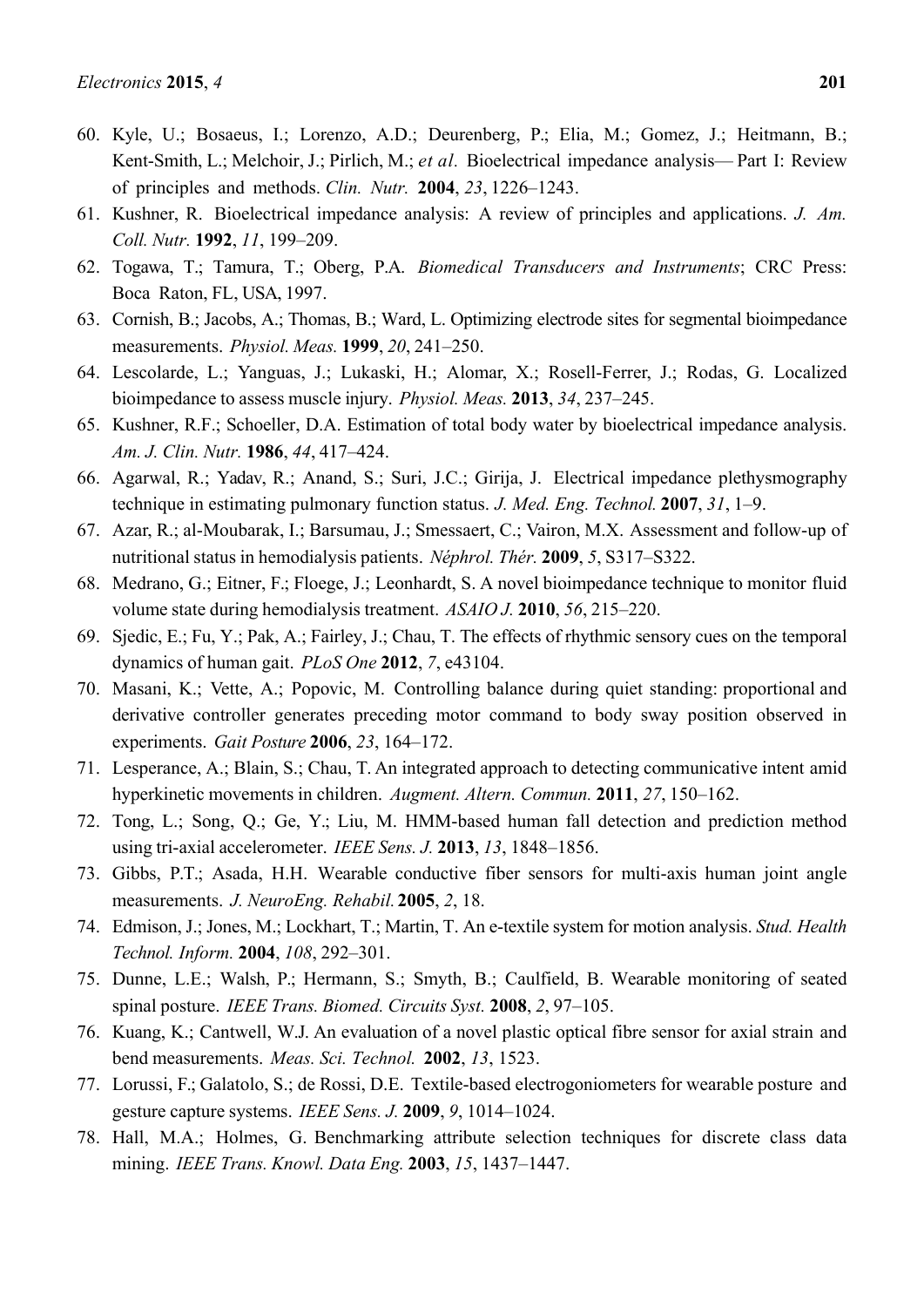60. Kyle, U.; Bosaeus, I.; Lorenzo, A.D.; Deurenberg, P.; Elia, M.; Gomez, J.; Heitmann, B.; Kent-Smith, L.; Melchoir, J.; Pirlich, M.; *et al.* Bioelectrical impedance analysis— Part I: Review of principles and methods. *Clin. Nutr.* **2004**, *23*, 1226–1243.
61. Kushner, R. Bioelectrical impedance analysis: A review of principles and applications. *J. Am. Coll. Nutr.* **1992**, *11*, 199–209.
62. Togawa, T.; Tamura, T.; Oberg, P.A. *Biomedical Transducers and Instruments*; CRC Press: Boca Raton, FL, USA, 1997.
63. Cornish, B.; Jacobs, A.; Thomas, B.; Ward, L. Optimizing electrode sites for segmental bioimpedance measurements. *Physiol. Meas.* **1999**, *20*, 241–250.
64. Lescolarde, L.; Yanguas, J.; Lukaski, H.; Alomar, X.; Rosell-Ferrer, J.; Rodas, G. Localized bioimpedance to assess muscle injury. *Physiol. Meas.* **2013**, *34*, 237–245.
65. Kushner, R.F.; Schoeller, D.A. Estimation of total body water by bioelectrical impedance analysis. *Am. J. Clin. Nutr.* **1986**, *44*, 417–424.
66. Agarwal, R.; Yadav, R.; Anand, S.; Suri, J.C.; Girija, J. Electrical impedance plethysmography technique in estimating pulmonary function status. *J. Med. Eng. Technol.* **2007**, *31*, 1–9.
67. Azar, R.; al-Moubarak, I.; Barsumau, J.; Smessaert, C.; Vairon, M.X. Assessment and follow-up of nutritional status in hemodialysis patients. *Néphrol. Thér.* **2009**, *5*, S317–S322.
68. Medrano, G.; Eitner, F.; Floege, J.; Leonhardt, S. A novel bioimpedance technique to monitor fluid volume state during hemodialysis treatment. *ASAIO J.* **2010**, *56*, 215–220.
69. Sjedic, E.; Fu, Y.; Pak, A.; Fairley, J.; Chau, T. The effects of rhythmic sensory cues on the temporal dynamics of human gait. *PLoS One* **2012**, *7*, e43104.
70. Masani, K.; Vette, A.; Popovic, M. Controlling balance during quiet standing: proportional and derivative controller generates preceding motor command to body sway position observed in experiments. *Gait Posture* **2006**, *23*, 164–172.
71. Lesperance, A.; Blain, S.; Chau, T. An integrated approach to detecting communicative intent amid hyperkinetic movements in children. *Augment. Altern. Commun.* **2011**, *27*, 150–162.
72. Tong, L.; Song, Q.; Ge, Y.; Liu, M. HMM-based human fall detection and prediction method using tri-axial accelerometer. *IEEE Sens. J.* **2013**, *13*, 1848–1856.
73. Gibbs, P.T.; Asada, H.H. Wearable conductive fiber sensors for multi-axis human joint angle measurements. *J. NeuroEng. Rehabil.* **2005**, *2*, 18.
74. Edmison, J.; Jones, M.; Lockhart, T.; Martin, T. An e-textile system for motion analysis. *Stud. Health Technol. Inform.* **2004**, *108*, 292–301.
75. Dunne, L.E.; Walsh, P.; Hermann, S.; Smyth, B.; Caulfield, B. Wearable monitoring of seated spinal posture. *IEEE Trans. Biomed. Circuits Syst.* **2008**, *2*, 97–105.
76. Kuang, K.; Cantwell, W.J. An evaluation of a novel plastic optical fibre sensor for axial strain and bend measurements. *Meas. Sci. Technol.* **2002**, *13*, 1523.
77. Lorussi, F.; Galatolo, S.; de Rossi, D.E. Textile-based electrogoniometers for wearable posture and gesture capture systems. *IEEE Sens. J.* **2009**, *9*, 1014–1024.
78. Hall, M.A.; Holmes, G. Benchmarking attribute selection techniques for discrete class data mining. *IEEE Trans. Knowl. Data Eng.* **2003**, *15*, 1437–1447.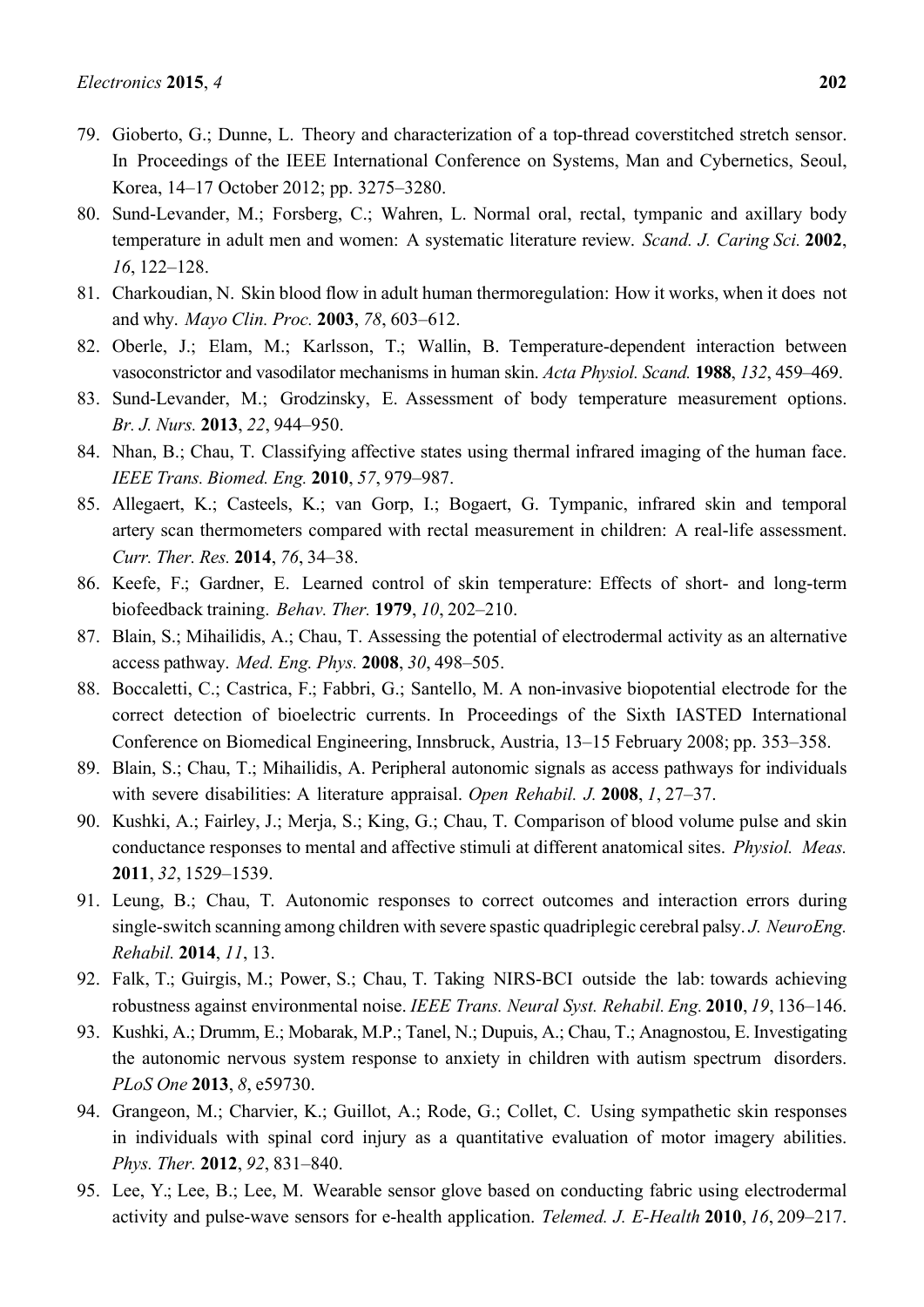79. Gioberto, G.; Dunne, L. Theory and characterization of a top-thread coverstitched stretch sensor. In Proceedings of the IEEE International Conference on Systems, Man and Cybernetics, Seoul, Korea, 14–17 October 2012; pp. 3275–3280.
80. Sund-Levander, M.; Forsberg, C.; Wahren, L. Normal oral, rectal, tympanic and axillary body temperature in adult men and women: A systematic literature review. *Scand. J. Caring Sci.* **2002**, *16*, 122–128.
81. Charkoudian, N. Skin blood flow in adult human thermoregulation: How it works, when it does not and why. *Mayo Clin. Proc.* **2003**, *78*, 603–612.
82. Oberle, J.; Elam, M.; Karlsson, T.; Wallin, B. Temperature-dependent interaction between vasoconstrictor and vasodilator mechanisms in human skin. *Acta Physiol. Scand.* **1988**, *132*, 459–469.
83. Sund-Levander, M.; Grodzinsky, E. Assessment of body temperature measurement options. *Br. J. Nurs.* **2013**, *22*, 944–950.
84. Nhan, B.; Chau, T. Classifying affective states using thermal infrared imaging of the human face. *IEEE Trans. Biomed. Eng.* **2010**, *57*, 979–987.
85. Allegaert, K.; Casteels, K.; van Gorp, I.; Bogaert, G. Tympanic, infrared skin and temporal artery scan thermometers compared with rectal measurement in children: A real-life assessment. *Curr. Ther. Res.* **2014**, *76*, 34–38.
86. Keefe, F.; Gardner, E. Learned control of skin temperature: Effects of short- and long-term biofeedback training. *Behav. Ther.* **1979**, *10*, 202–210.
87. Blain, S.; Mihailidis, A.; Chau, T. Assessing the potential of electrodermal activity as an alternative access pathway. *Med. Eng. Phys.* **2008**, *30*, 498–505.
88. Boccaletti, C.; Castrica, F.; Fabbri, G.; Santello, M. A non-invasive biopotential electrode for the correct detection of bioelectric currents. In Proceedings of the Sixth IASTED International Conference on Biomedical Engineering, Innsbruck, Austria, 13–15 February 2008; pp. 353–358.
89. Blain, S.; Chau, T.; Mihailidis, A. Peripheral autonomic signals as access pathways for individuals with severe disabilities: A literature appraisal. *Open Rehabil. J.* **2008**, *1*, 27–37.
90. Kushki, A.; Fairley, J.; Merja, S.; King, G.; Chau, T. Comparison of blood volume pulse and skin conductance responses to mental and affective stimuli at different anatomical sites. *Physiol. Meas.* **2011**, *32*, 1529–1539.
91. Leung, B.; Chau, T. Autonomic responses to correct outcomes and interaction errors during single-switch scanning among children with severe spastic quadriplegic cerebral palsy. *J. NeuroEng. Rehabil.* **2014**, *11*, 13.
92. Falk, T.; Guirgis, M.; Power, S.; Chau, T. Taking NIRS-BCI outside the lab: towards achieving robustness against environmental noise. *IEEE Trans. Neural Syst. Rehabil. Eng.* **2010**, *19*, 136–146.
93. Kushki, A.; Drumm, E.; Mobarak, M.P.; Tanel, N.; Dupuis, A.; Chau, T.; Anagnostou, E. Investigating the autonomic nervous system response to anxiety in children with autism spectrum disorders. *PLoS One* **2013**, *8*, e59730.
94. Grangeon, M.; Charvier, K.; Guillot, A.; Rode, G.; Collet, C. Using sympathetic skin responses in individuals with spinal cord injury as a quantitative evaluation of motor imagery abilities. *Phys. Ther.* **2012**, *92*, 831–840.
95. Lee, Y.; Lee, B.; Lee, M. Wearable sensor glove based on conducting fabric using electrodermal activity and pulse-wave sensors for e-health application. *Telemed. J. E-Health* **2010**, *16*, 209–217.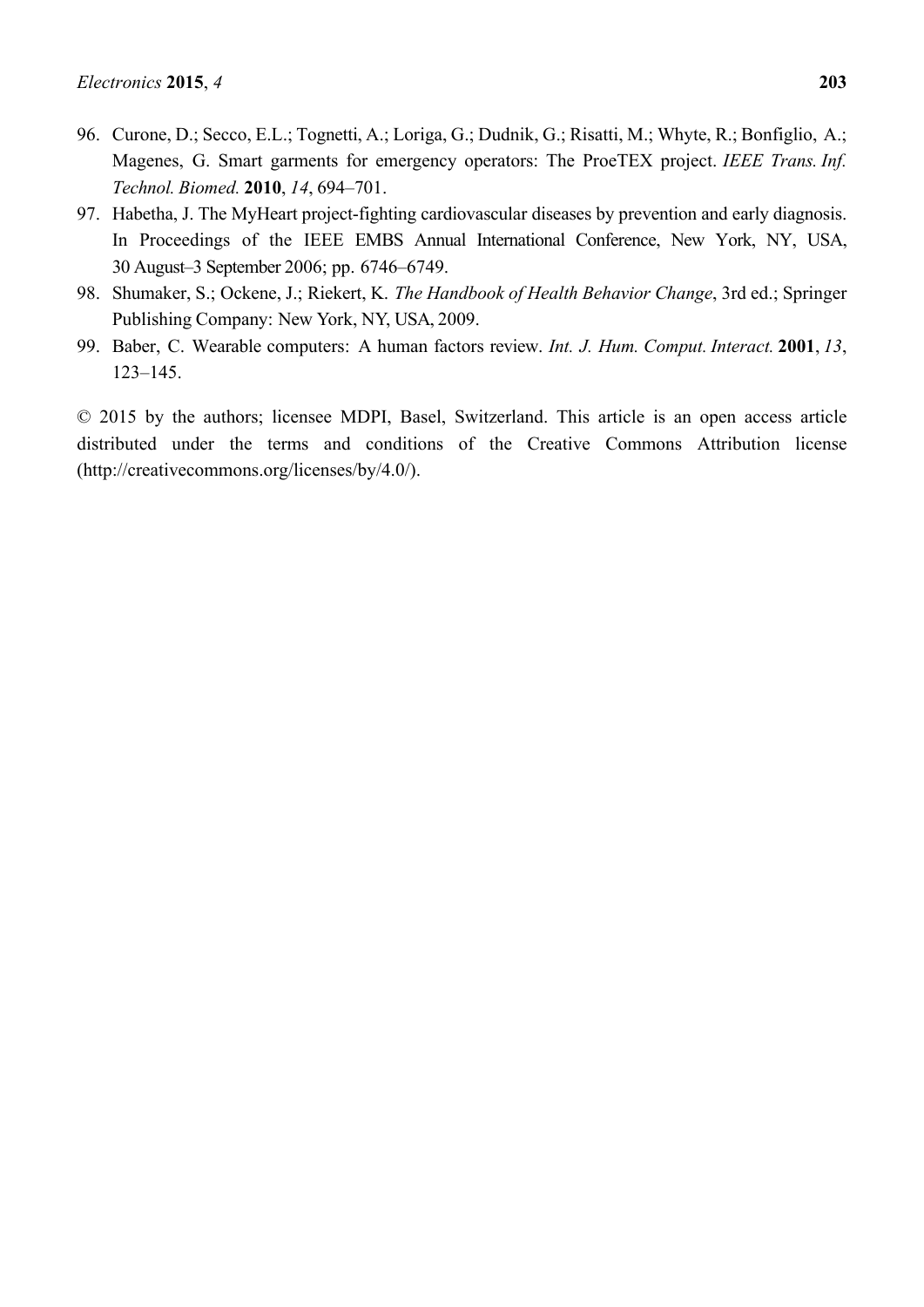96. Curone, D.; Secco, E.L.; Tognetti, A.; Loriga, G.; Dudnik, G.; Risatti, M.; Whyte, R.; Bonfiglio, A.; Magenes, G. Smart garments for emergency operators: The ProeTEX project. *IEEE Trans. Inf. Technol. Biomed.* **2010**, *14*, 694–701.
97. Habetha, J. The MyHeart project-fighting cardiovascular diseases by prevention and early diagnosis. In Proceedings of the IEEE EMBS Annual International Conference, New York, NY, USA, 30 August–3 September 2006; pp. 6746–6749.
98. Shumaker, S.; Ockene, J.; Riekert, K. *The Handbook of Health Behavior Change*, 3rd ed.; Springer Publishing Company: New York, NY, USA, 2009.
99. Baber, C. Wearable computers: A human factors review. *Int. J. Hum. Comput. Interact.* **2001**, *13*, 123–145.

© 2015 by the authors; licensee MDPI, Basel, Switzerland. This article is an open access article distributed under the terms and conditions of the Creative Commons Attribution license (http://creativecommons.org/licenses/by/4.0/).